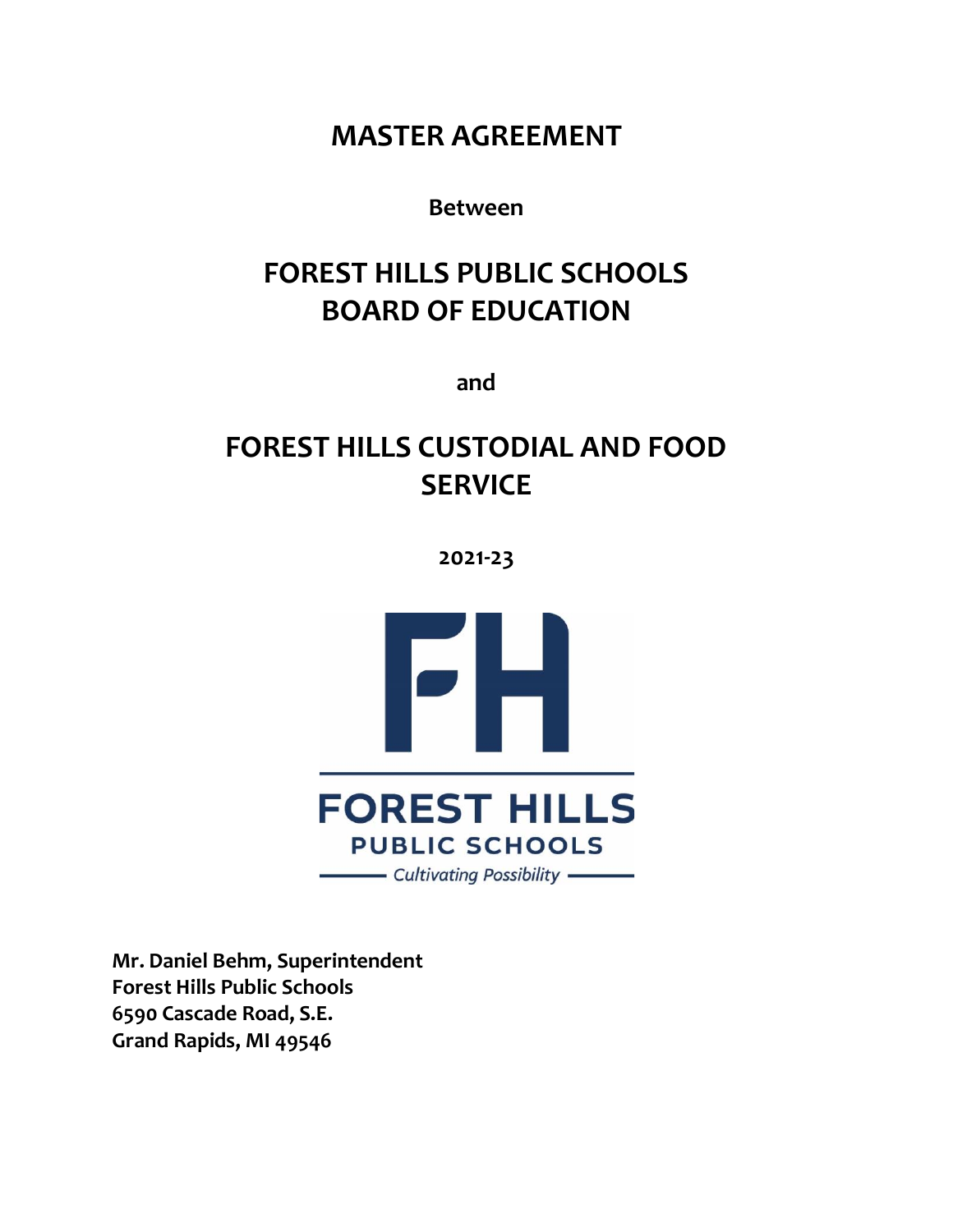# MASTER AGREEMENT

**Between**

# FOREST HILLS PUBLIC SCHOOLS BOARD OF EDUCATION

**and**

# FOREST HILLS CUSTODIAL AND FOOD SERVICE

**2021-23**

FOREST HILLS
PUBLIC SCHOOLS
*Cultivating Possibility*

**Mr. Daniel Behm, Superintendent**
**Forest Hills Public Schools**
**6590 Cascade Road, S.E.**
**Grand Rapids, MI 49546**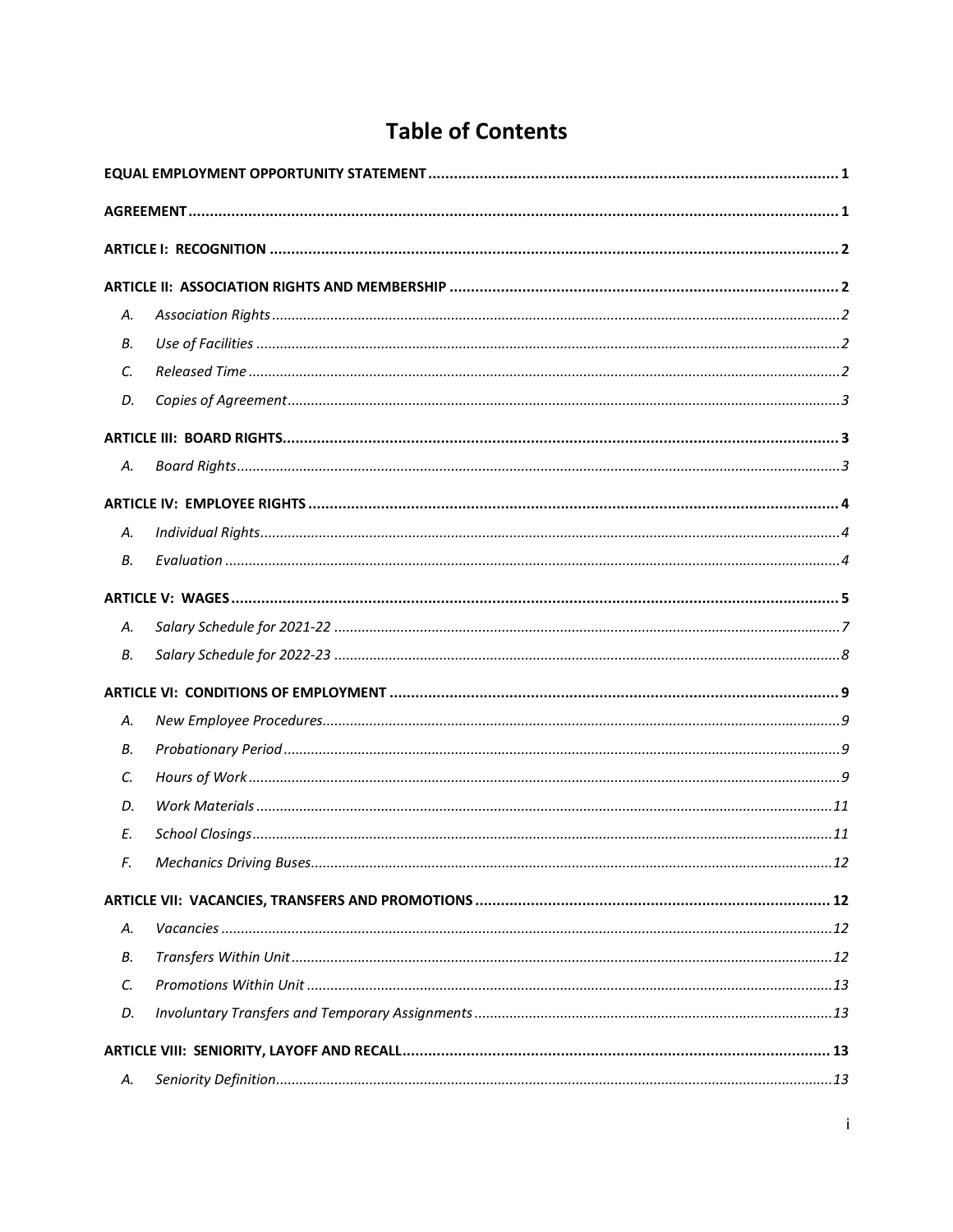# Table of Contents

**EQUAL EMPLOYMENT OPPORTUNITY STATEMENT** .......... 1

**AGREEMENT** .......... 1

**ARTICLE I: RECOGNITION** .......... 2

**ARTICLE II: ASSOCIATION RIGHTS AND MEMBERSHIP** .......... 2

- A. *Association Rights* .......... 2
- B. *Use of Facilities* .......... 2
- C. *Released Time* .......... 2
- D. *Copies of Agreement* .......... 3

**ARTICLE III: BOARD RIGHTS** .......... 3

- A. *Board Rights* .......... 3

**ARTICLE IV: EMPLOYEE RIGHTS** .......... 4

- A. *Individual Rights* .......... 4
- B. *Evaluation* .......... 4

**ARTICLE V: WAGES** .......... 5

- A. *Salary Schedule for 2021-22* .......... 7
- B. *Salary Schedule for 2022-23* .......... 8

**ARTICLE VI: CONDITIONS OF EMPLOYMENT** .......... 9

- A. *New Employee Procedures* .......... 9
- B. *Probationary Period* .......... 9
- C. *Hours of Work* .......... 9
- D. *Work Materials* .......... 11
- E. *School Closings* .......... 11
- F. *Mechanics Driving Buses* .......... 12

**ARTICLE VII: VACANCIES, TRANSFERS AND PROMOTIONS** .......... 12

- A. *Vacancies* .......... 12
- B. *Transfers Within Unit* .......... 12
- C. *Promotions Within Unit* .......... 13
- D. *Involuntary Transfers and Temporary Assignments* .......... 13

**ARTICLE VIII: SENIORITY, LAYOFF AND RECALL** .......... 13

- A. *Seniority Definition* .......... 13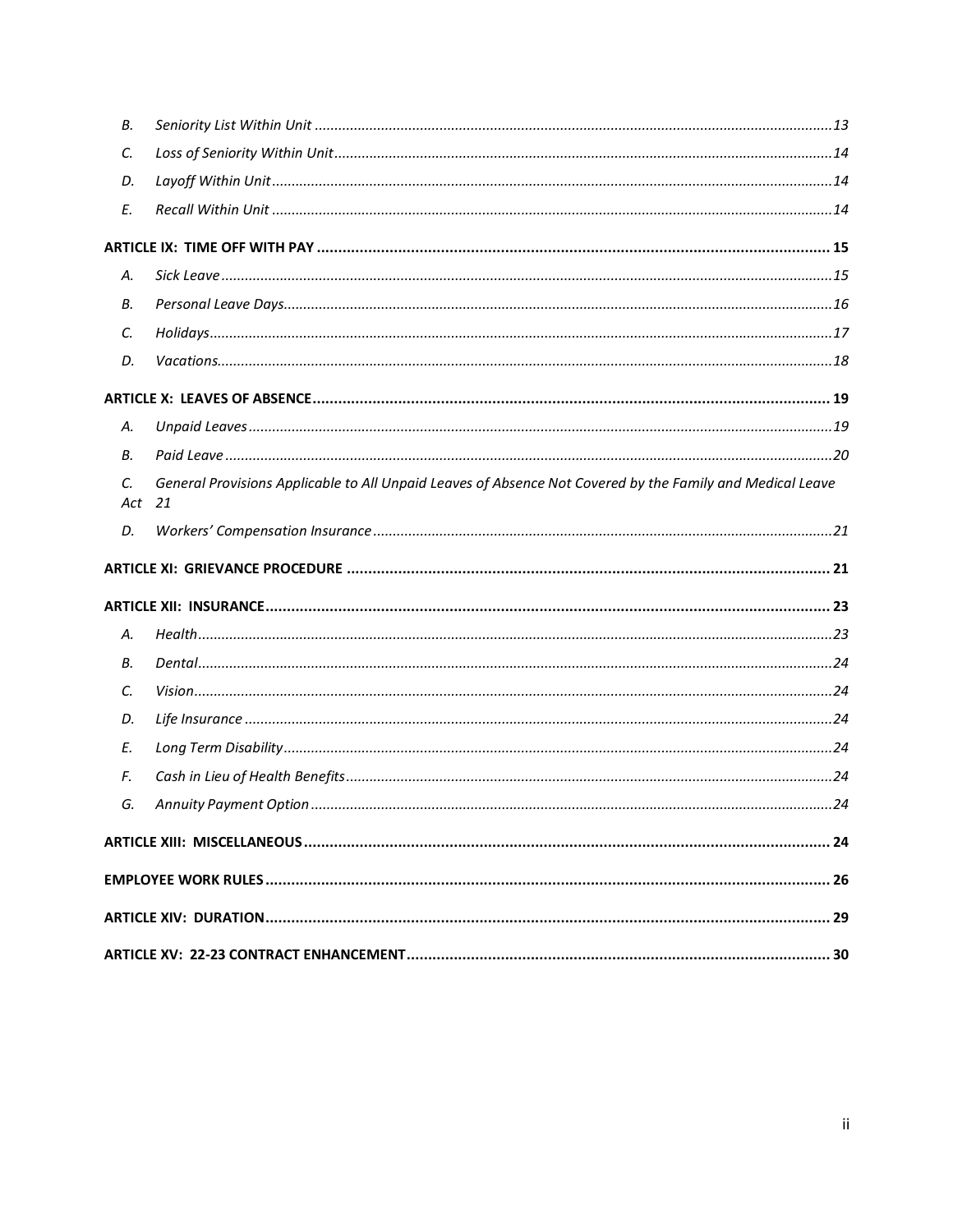- B. *Seniority List Within Unit* ... 13
- C. *Loss of Seniority Within Unit* ... 14
- D. *Layoff Within Unit* ... 14
- E. *Recall Within Unit* ... 14

**ARTICLE IX: TIME OFF WITH PAY** ... 15

- A. *Sick Leave* ... 15
- B. *Personal Leave Days* ... 16
- C. *Holidays* ... 17
- D. *Vacations* ... 18

**ARTICLE X: LEAVES OF ABSENCE** ... 19

- A. *Unpaid Leaves* ... 19
- B. *Paid Leave* ... 20
- C. *General Provisions Applicable to All Unpaid Leaves of Absence Not Covered by the Family and Medical Leave Act* 21
- D. *Workers' Compensation Insurance* ... 21

**ARTICLE XI: GRIEVANCE PROCEDURE** ... 21

**ARTICLE XII: INSURANCE** ... 23

- A. *Health* ... 23
- B. *Dental* ... 24
- C. *Vision* ... 24
- D. *Life Insurance* ... 24
- E. *Long Term Disability* ... 24
- F. *Cash in Lieu of Health Benefits* ... 24
- G. *Annuity Payment Option* ... 24

**ARTICLE XIII: MISCELLANEOUS** ... 24

**EMPLOYEE WORK RULES** ... 26

**ARTICLE XIV: DURATION** ... 29

**ARTICLE XV: 22-23 CONTRACT ENHANCEMENT** ... 30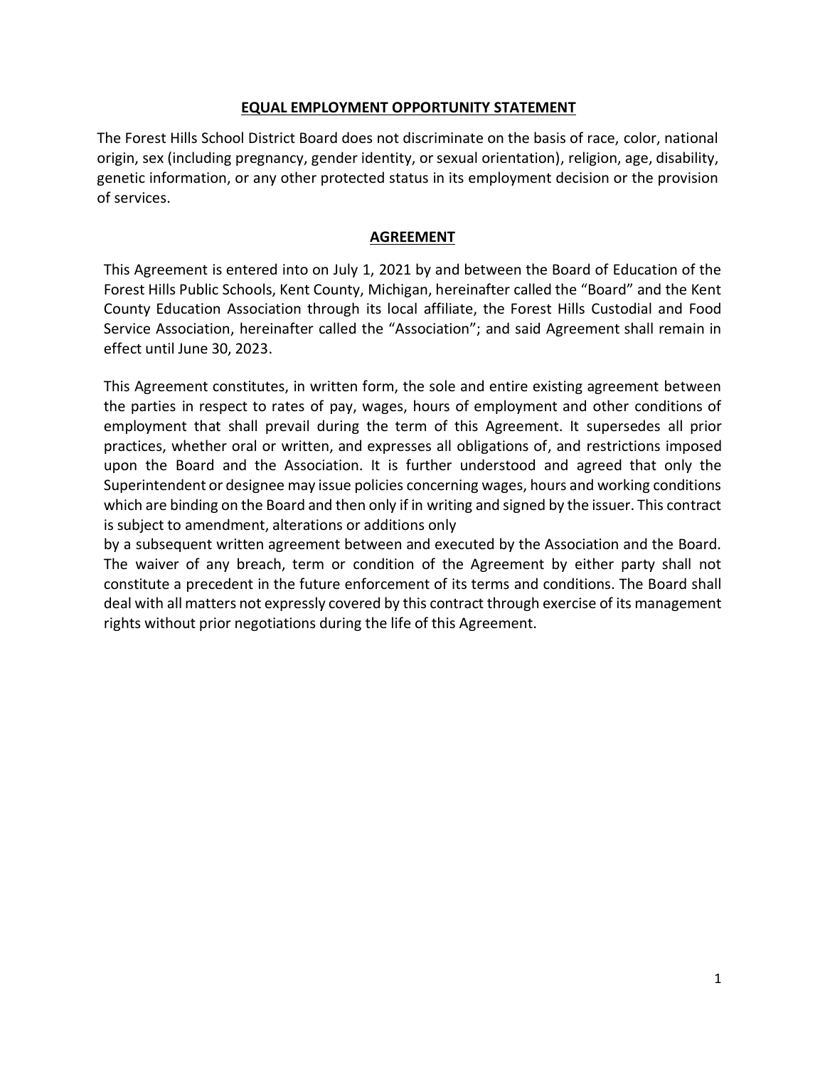## EQUAL EMPLOYMENT OPPORTUNITY STATEMENT

The Forest Hills School District Board does not discriminate on the basis of race, color, national origin, sex (including pregnancy, gender identity, or sexual orientation), religion, age, disability, genetic information, or any other protected status in its employment decision or the provision of services.

## AGREEMENT

This Agreement is entered into on July 1, 2021 by and between the Board of Education of the Forest Hills Public Schools, Kent County, Michigan, hereinafter called the "Board" and the Kent County Education Association through its local affiliate, the Forest Hills Custodial and Food Service Association, hereinafter called the "Association"; and said Agreement shall remain in effect until June 30, 2023.

This Agreement constitutes, in written form, the sole and entire existing agreement between the parties in respect to rates of pay, wages, hours of employment and other conditions of employment that shall prevail during the term of this Agreement. It supersedes all prior practices, whether oral or written, and expresses all obligations of, and restrictions imposed upon the Board and the Association. It is further understood and agreed that only the Superintendent or designee may issue policies concerning wages, hours and working conditions which are binding on the Board and then only if in writing and signed by the issuer. This contract is subject to amendment, alterations or additions only by a subsequent written agreement between and executed by the Association and the Board. The waiver of any breach, term or condition of the Agreement by either party shall not constitute a precedent in the future enforcement of its terms and conditions. The Board shall deal with all matters not expressly covered by this contract through exercise of its management rights without prior negotiations during the life of this Agreement.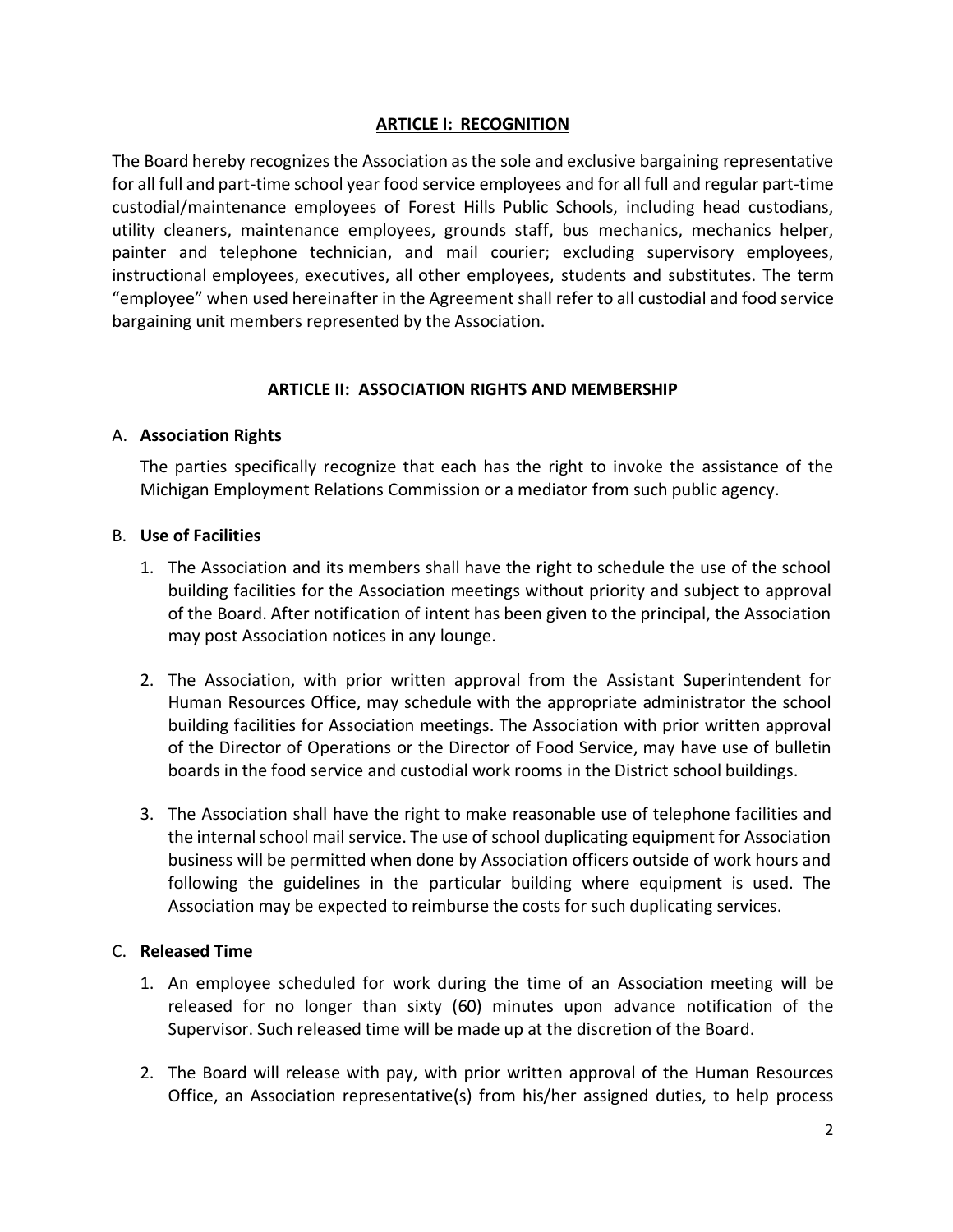## ARTICLE I: RECOGNITION

The Board hereby recognizes the Association as the sole and exclusive bargaining representative for all full and part-time school year food service employees and for all full and regular part-time custodial/maintenance employees of Forest Hills Public Schools, including head custodians, utility cleaners, maintenance employees, grounds staff, bus mechanics, mechanics helper, painter and telephone technician, and mail courier; excluding supervisory employees, instructional employees, executives, all other employees, students and substitutes. The term "employee" when used hereinafter in the Agreement shall refer to all custodial and food service bargaining unit members represented by the Association.

## ARTICLE II: ASSOCIATION RIGHTS AND MEMBERSHIP

A. **Association Rights**

The parties specifically recognize that each has the right to invoke the assistance of the Michigan Employment Relations Commission or a mediator from such public agency.

B. **Use of Facilities**

1. The Association and its members shall have the right to schedule the use of the school building facilities for the Association meetings without priority and subject to approval of the Board. After notification of intent has been given to the principal, the Association may post Association notices in any lounge.

2. The Association, with prior written approval from the Assistant Superintendent for Human Resources Office, may schedule with the appropriate administrator the school building facilities for Association meetings. The Association with prior written approval of the Director of Operations or the Director of Food Service, may have use of bulletin boards in the food service and custodial work rooms in the District school buildings.

3. The Association shall have the right to make reasonable use of telephone facilities and the internal school mail service. The use of school duplicating equipment for Association business will be permitted when done by Association officers outside of work hours and following the guidelines in the particular building where equipment is used. The Association may be expected to reimburse the costs for such duplicating services.

C. **Released Time**

1. An employee scheduled for work during the time of an Association meeting will be released for no longer than sixty (60) minutes upon advance notification of the Supervisor. Such released time will be made up at the discretion of the Board.

2. The Board will release with pay, with prior written approval of the Human Resources Office, an Association representative(s) from his/her assigned duties, to help process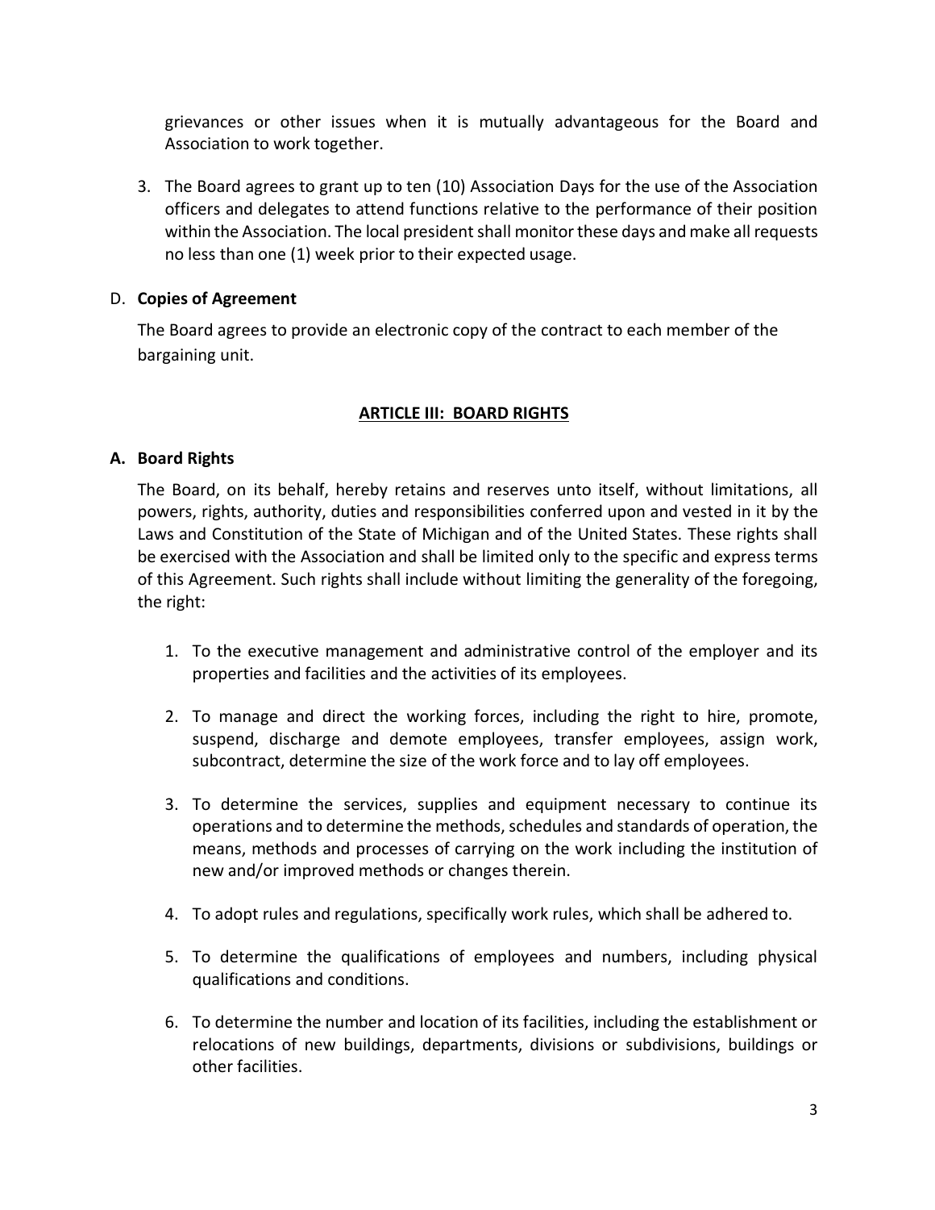grievances or other issues when it is mutually advantageous for the Board and Association to work together.

3. The Board agrees to grant up to ten (10) Association Days for the use of the Association officers and delegates to attend functions relative to the performance of their position within the Association. The local president shall monitor these days and make all requests no less than one (1) week prior to their expected usage.

D. **Copies of Agreement**

The Board agrees to provide an electronic copy of the contract to each member of the bargaining unit.

## ARTICLE III: BOARD RIGHTS

**A. Board Rights**

The Board, on its behalf, hereby retains and reserves unto itself, without limitations, all powers, rights, authority, duties and responsibilities conferred upon and vested in it by the Laws and Constitution of the State of Michigan and of the United States. These rights shall be exercised with the Association and shall be limited only to the specific and express terms of this Agreement. Such rights shall include without limiting the generality of the foregoing, the right:

1. To the executive management and administrative control of the employer and its properties and facilities and the activities of its employees.

2. To manage and direct the working forces, including the right to hire, promote, suspend, discharge and demote employees, transfer employees, assign work, subcontract, determine the size of the work force and to lay off employees.

3. To determine the services, supplies and equipment necessary to continue its operations and to determine the methods, schedules and standards of operation, the means, methods and processes of carrying on the work including the institution of new and/or improved methods or changes therein.

4. To adopt rules and regulations, specifically work rules, which shall be adhered to.

5. To determine the qualifications of employees and numbers, including physical qualifications and conditions.

6. To determine the number and location of its facilities, including the establishment or relocations of new buildings, departments, divisions or subdivisions, buildings or other facilities.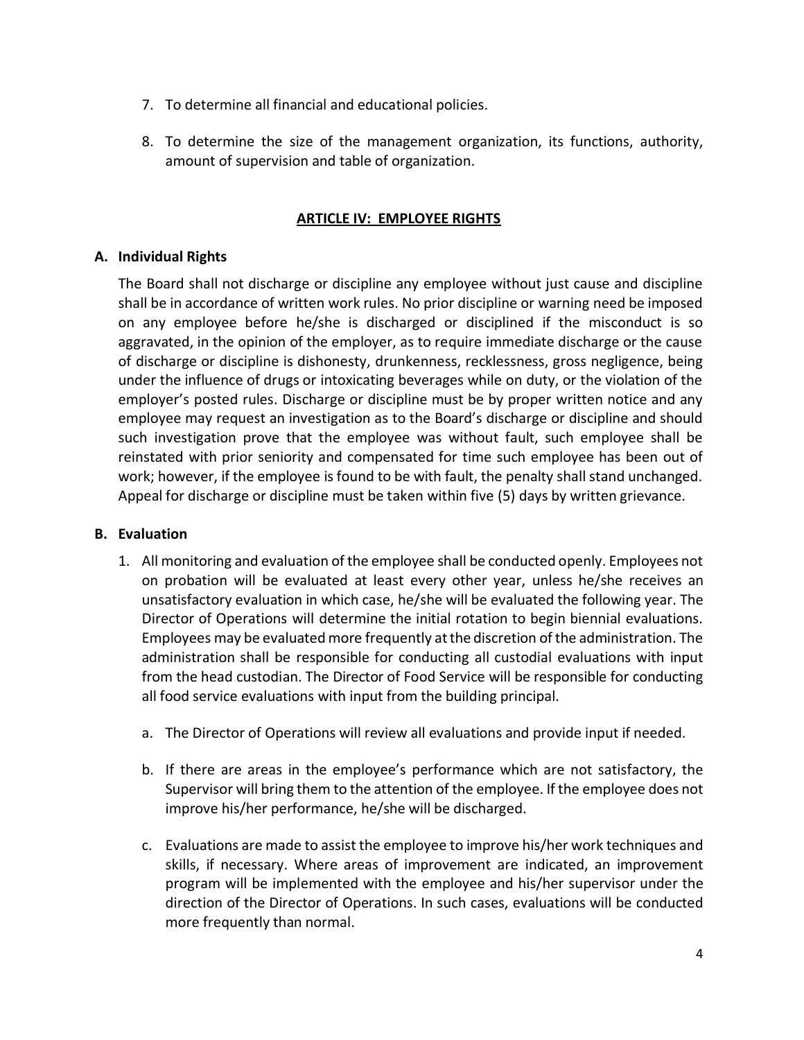7. To determine all financial and educational policies.

8. To determine the size of the management organization, its functions, authority, amount of supervision and table of organization.

## ARTICLE IV: EMPLOYEE RIGHTS

### A. Individual Rights

The Board shall not discharge or discipline any employee without just cause and discipline shall be in accordance of written work rules. No prior discipline or warning need be imposed on any employee before he/she is discharged or disciplined if the misconduct is so aggravated, in the opinion of the employer, as to require immediate discharge or the cause of discharge or discipline is dishonesty, drunkenness, recklessness, gross negligence, being under the influence of drugs or intoxicating beverages while on duty, or the violation of the employer's posted rules. Discharge or discipline must be by proper written notice and any employee may request an investigation as to the Board's discharge or discipline and should such investigation prove that the employee was without fault, such employee shall be reinstated with prior seniority and compensated for time such employee has been out of work; however, if the employee is found to be with fault, the penalty shall stand unchanged. Appeal for discharge or discipline must be taken within five (5) days by written grievance.

### B. Evaluation

1. All monitoring and evaluation of the employee shall be conducted openly. Employees not on probation will be evaluated at least every other year, unless he/she receives an unsatisfactory evaluation in which case, he/she will be evaluated the following year. The Director of Operations will determine the initial rotation to begin biennial evaluations. Employees may be evaluated more frequently at the discretion of the administration. The administration shall be responsible for conducting all custodial evaluations with input from the head custodian. The Director of Food Service will be responsible for conducting all food service evaluations with input from the building principal.

   a. The Director of Operations will review all evaluations and provide input if needed.

   b. If there are areas in the employee's performance which are not satisfactory, the Supervisor will bring them to the attention of the employee. If the employee does not improve his/her performance, he/she will be discharged.

   c. Evaluations are made to assist the employee to improve his/her work techniques and skills, if necessary. Where areas of improvement are indicated, an improvement program will be implemented with the employee and his/her supervisor under the direction of the Director of Operations. In such cases, evaluations will be conducted more frequently than normal.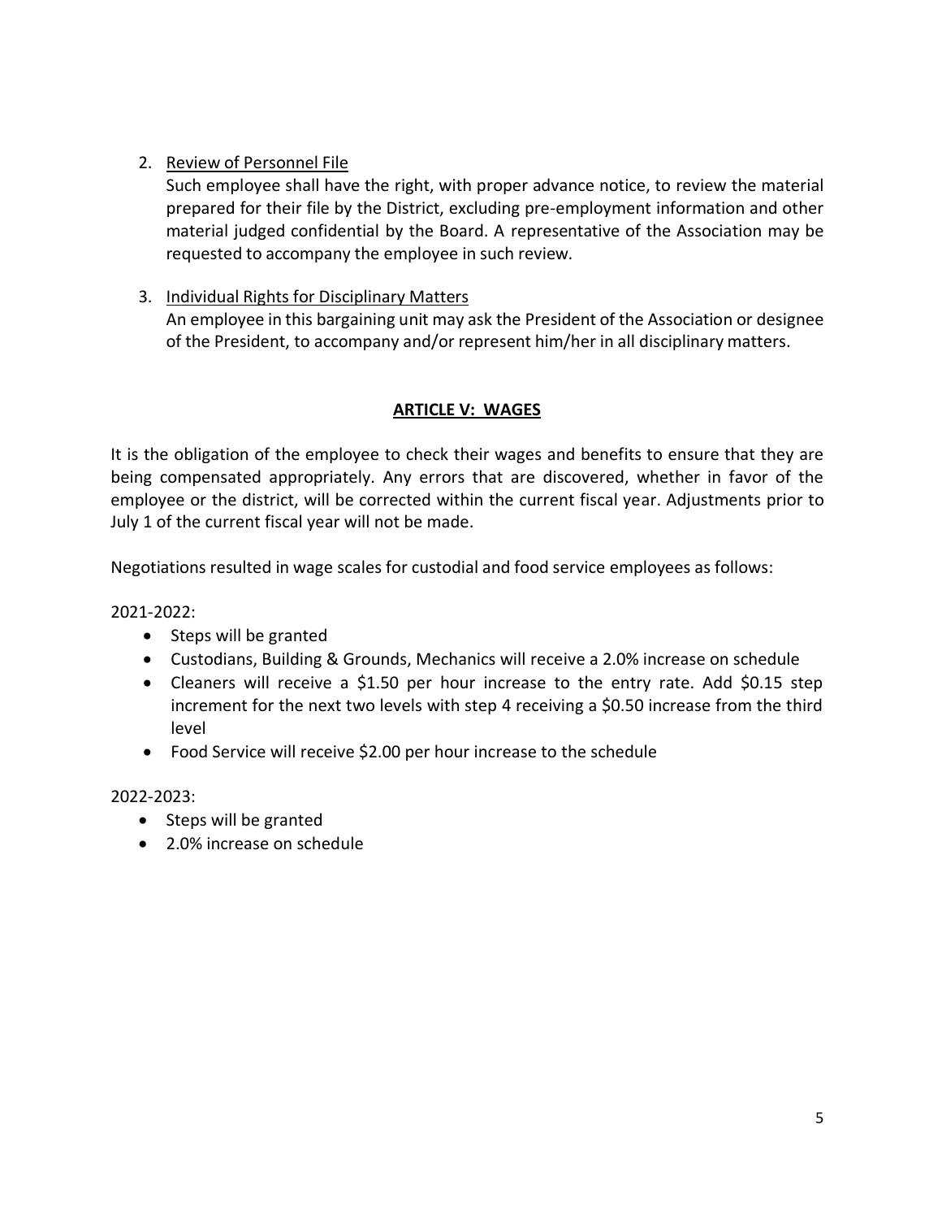2. Review of Personnel File

   Such employee shall have the right, with proper advance notice, to review the material prepared for their file by the District, excluding pre-employment information and other material judged confidential by the Board. A representative of the Association may be requested to accompany the employee in such review.

3. Individual Rights for Disciplinary Matters

   An employee in this bargaining unit may ask the President of the Association or designee of the President, to accompany and/or represent him/her in all disciplinary matters.

## ARTICLE V: WAGES

It is the obligation of the employee to check their wages and benefits to ensure that they are being compensated appropriately. Any errors that are discovered, whether in favor of the employee or the district, will be corrected within the current fiscal year. Adjustments prior to July 1 of the current fiscal year will not be made.

Negotiations resulted in wage scales for custodial and food service employees as follows:

2021-2022:

- Steps will be granted
- Custodians, Building & Grounds, Mechanics will receive a 2.0% increase on schedule
- Cleaners will receive a $1.50 per hour increase to the entry rate. Add $0.15 step increment for the next two levels with step 4 receiving a $0.50 increase from the third level
- Food Service will receive $2.00 per hour increase to the schedule

2022-2023:

- Steps will be granted
- 2.0% increase on schedule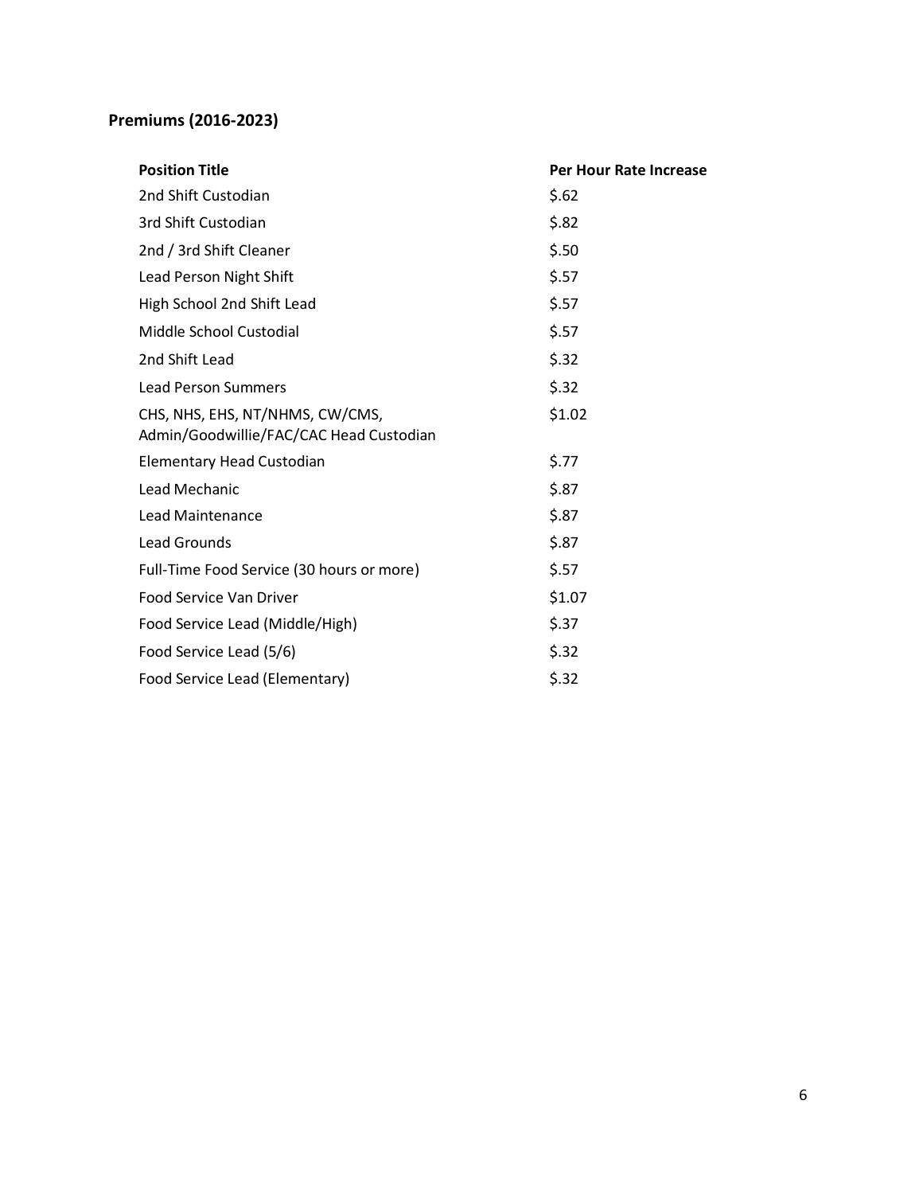## Premiums (2016-2023)

| Position Title | Per Hour Rate Increase |
| --- | --- |
| 2nd Shift Custodian | $.62 |
| 3rd Shift Custodian | $.82 |
| 2nd / 3rd Shift Cleaner | $.50 |
| Lead Person Night Shift | $.57 |
| High School 2nd Shift Lead | $.57 |
| Middle School Custodial | $.57 |
| 2nd Shift Lead | $.32 |
| Lead Person Summers | $.32 |
| CHS, NHS, EHS, NT/NHMS, CW/CMS, Admin/Goodwillie/FAC/CAC Head Custodian | $1.02 |
| Elementary Head Custodian | $.77 |
| Lead Mechanic | $.87 |
| Lead Maintenance | $.87 |
| Lead Grounds | $.87 |
| Full-Time Food Service (30 hours or more) | $.57 |
| Food Service Van Driver | $1.07 |
| Food Service Lead (Middle/High) | $.37 |
| Food Service Lead (5/6) | $.32 |
| Food Service Lead (Elementary) | $.32 |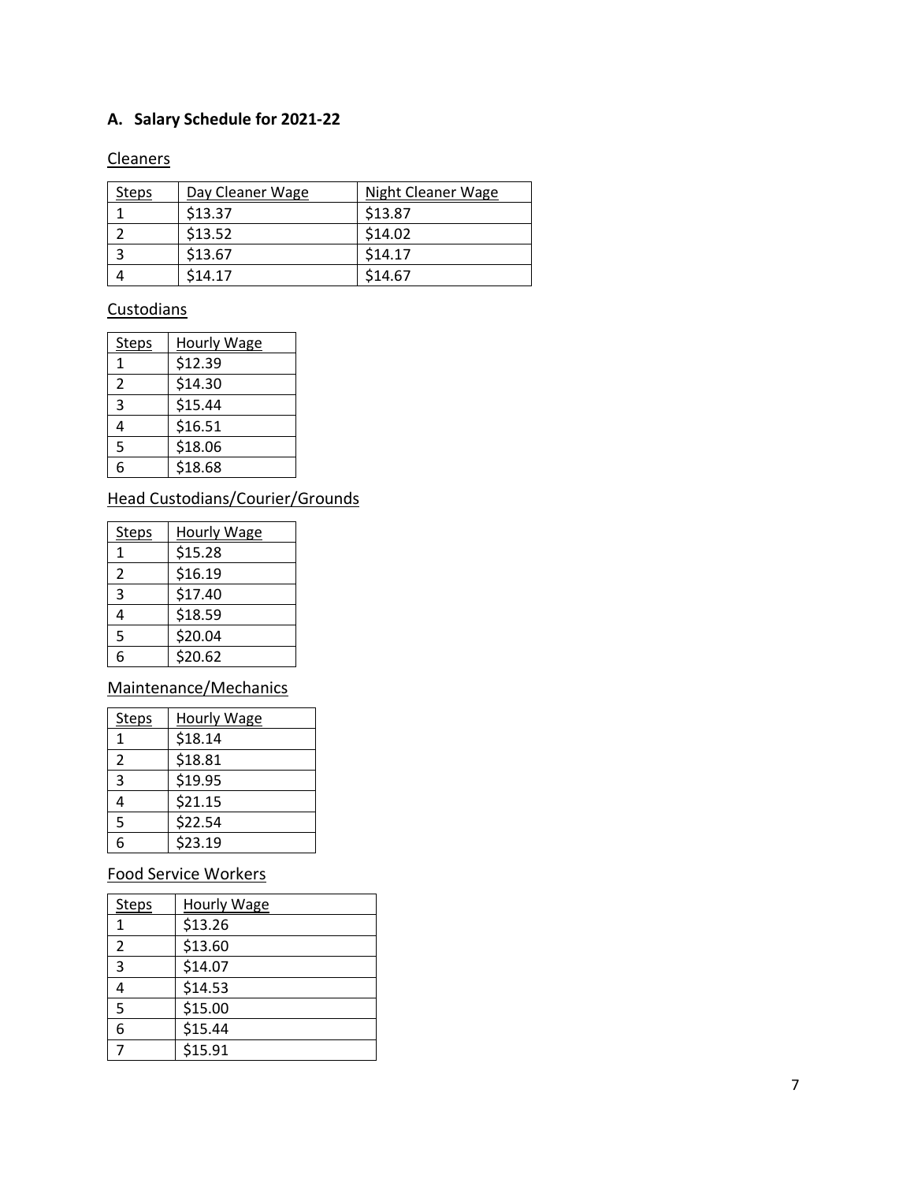## A. Salary Schedule for 2021-22

### Cleaners

| Steps | Day Cleaner Wage | Night Cleaner Wage |
|---|---|---|
| 1 | $13.37 | $13.87 |
| 2 | $13.52 | $14.02 |
| 3 | $13.67 | $14.17 |
| 4 | $14.17 | $14.67 |

### Custodians

| Steps | Hourly Wage |
|---|---|
| 1 | $12.39 |
| 2 | $14.30 |
| 3 | $15.44 |
| 4 | $16.51 |
| 5 | $18.06 |
| 6 | $18.68 |

### Head Custodians/Courier/Grounds

| Steps | Hourly Wage |
|---|---|
| 1 | $15.28 |
| 2 | $16.19 |
| 3 | $17.40 |
| 4 | $18.59 |
| 5 | $20.04 |
| 6 | $20.62 |

### Maintenance/Mechanics

| Steps | Hourly Wage |
|---|---|
| 1 | $18.14 |
| 2 | $18.81 |
| 3 | $19.95 |
| 4 | $21.15 |
| 5 | $22.54 |
| 6 | $23.19 |

### Food Service Workers

| Steps | Hourly Wage |
|---|---|
| 1 | $13.26 |
| 2 | $13.60 |
| 3 | $14.07 |
| 4 | $14.53 |
| 5 | $15.00 |
| 6 | $15.44 |
| 7 | $15.91 |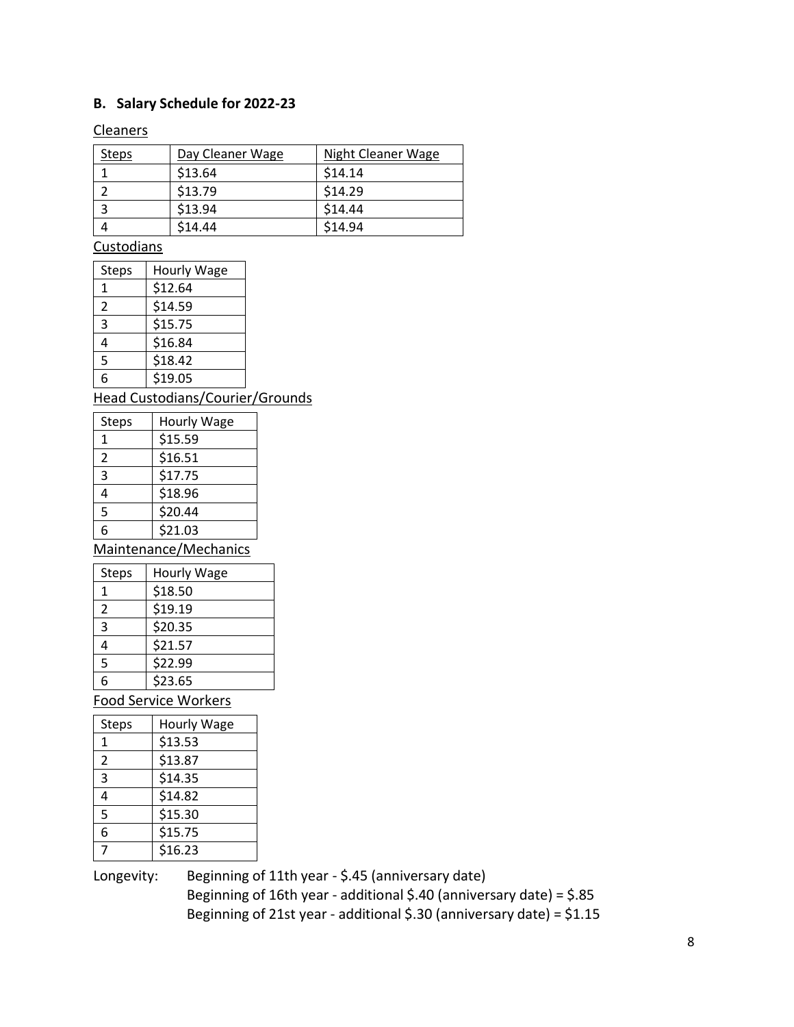### B. Salary Schedule for 2022-23

Cleaners

| Steps | Day Cleaner Wage | Night Cleaner Wage |
|---|---|---|
| 1 | $13.64 | $14.14 |
| 2 | $13.79 | $14.29 |
| 3 | $13.94 | $14.44 |
| 4 | $14.44 | $14.94 |

Custodians

| Steps | Hourly Wage |
|---|---|
| 1 | $12.64 |
| 2 | $14.59 |
| 3 | $15.75 |
| 4 | $16.84 |
| 5 | $18.42 |
| 6 | $19.05 |

Head Custodians/Courier/Grounds

| Steps | Hourly Wage |
|---|---|
| 1 | $15.59 |
| 2 | $16.51 |
| 3 | $17.75 |
| 4 | $18.96 |
| 5 | $20.44 |
| 6 | $21.03 |

Maintenance/Mechanics

| Steps | Hourly Wage |
|---|---|
| 1 | $18.50 |
| 2 | $19.19 |
| 3 | $20.35 |
| 4 | $21.57 |
| 5 | $22.99 |
| 6 | $23.65 |

Food Service Workers

| Steps | Hourly Wage |
|---|---|
| 1 | $13.53 |
| 2 | $13.87 |
| 3 | $14.35 |
| 4 | $14.82 |
| 5 | $15.30 |
| 6 | $15.75 |
| 7 | $16.23 |

Longevity: Beginning of 11th year - $.45 (anniversary date)
Beginning of 16th year - additional $.40 (anniversary date) = $.85
Beginning of 21st year - additional $.30 (anniversary date) = $1.15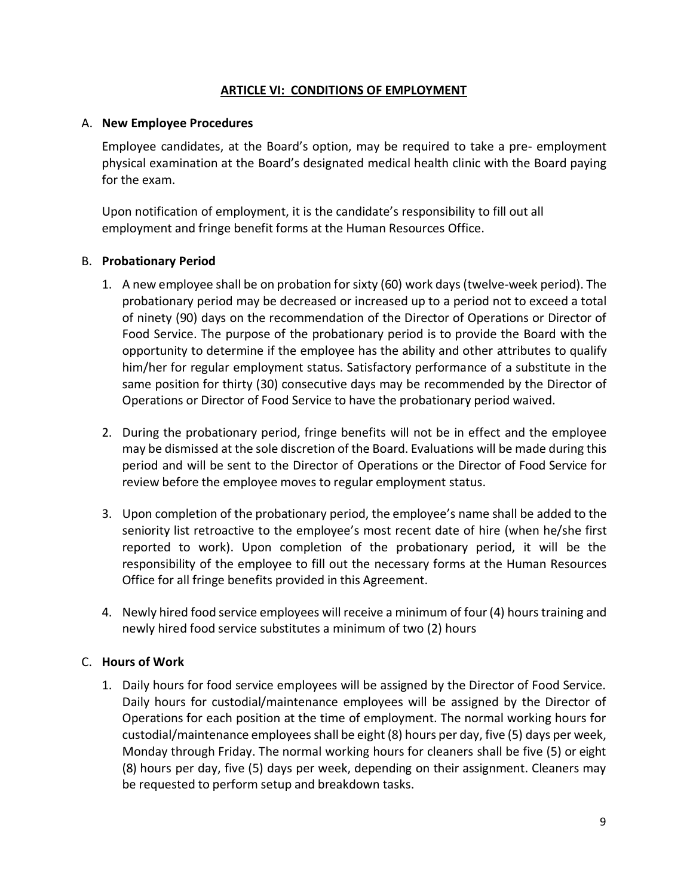## ARTICLE VI: CONDITIONS OF EMPLOYMENT

A. **New Employee Procedures**

Employee candidates, at the Board's option, may be required to take a pre- employment physical examination at the Board's designated medical health clinic with the Board paying for the exam.

Upon notification of employment, it is the candidate's responsibility to fill out all employment and fringe benefit forms at the Human Resources Office.

B. **Probationary Period**

1. A new employee shall be on probation for sixty (60) work days (twelve-week period). The probationary period may be decreased or increased up to a period not to exceed a total of ninety (90) days on the recommendation of the Director of Operations or Director of Food Service. The purpose of the probationary period is to provide the Board with the opportunity to determine if the employee has the ability and other attributes to qualify him/her for regular employment status. Satisfactory performance of a substitute in the same position for thirty (30) consecutive days may be recommended by the Director of Operations or Director of Food Service to have the probationary period waived.

2. During the probationary period, fringe benefits will not be in effect and the employee may be dismissed at the sole discretion of the Board. Evaluations will be made during this period and will be sent to the Director of Operations or the Director of Food Service for review before the employee moves to regular employment status.

3. Upon completion of the probationary period, the employee's name shall be added to the seniority list retroactive to the employee's most recent date of hire (when he/she first reported to work). Upon completion of the probationary period, it will be the responsibility of the employee to fill out the necessary forms at the Human Resources Office for all fringe benefits provided in this Agreement.

4. Newly hired food service employees will receive a minimum of four (4) hours training and newly hired food service substitutes a minimum of two (2) hours

C. **Hours of Work**

1. Daily hours for food service employees will be assigned by the Director of Food Service. Daily hours for custodial/maintenance employees will be assigned by the Director of Operations for each position at the time of employment. The normal working hours for custodial/maintenance employees shall be eight (8) hours per day, five (5) days per week, Monday through Friday. The normal working hours for cleaners shall be five (5) or eight (8) hours per day, five (5) days per week, depending on their assignment. Cleaners may be requested to perform setup and breakdown tasks.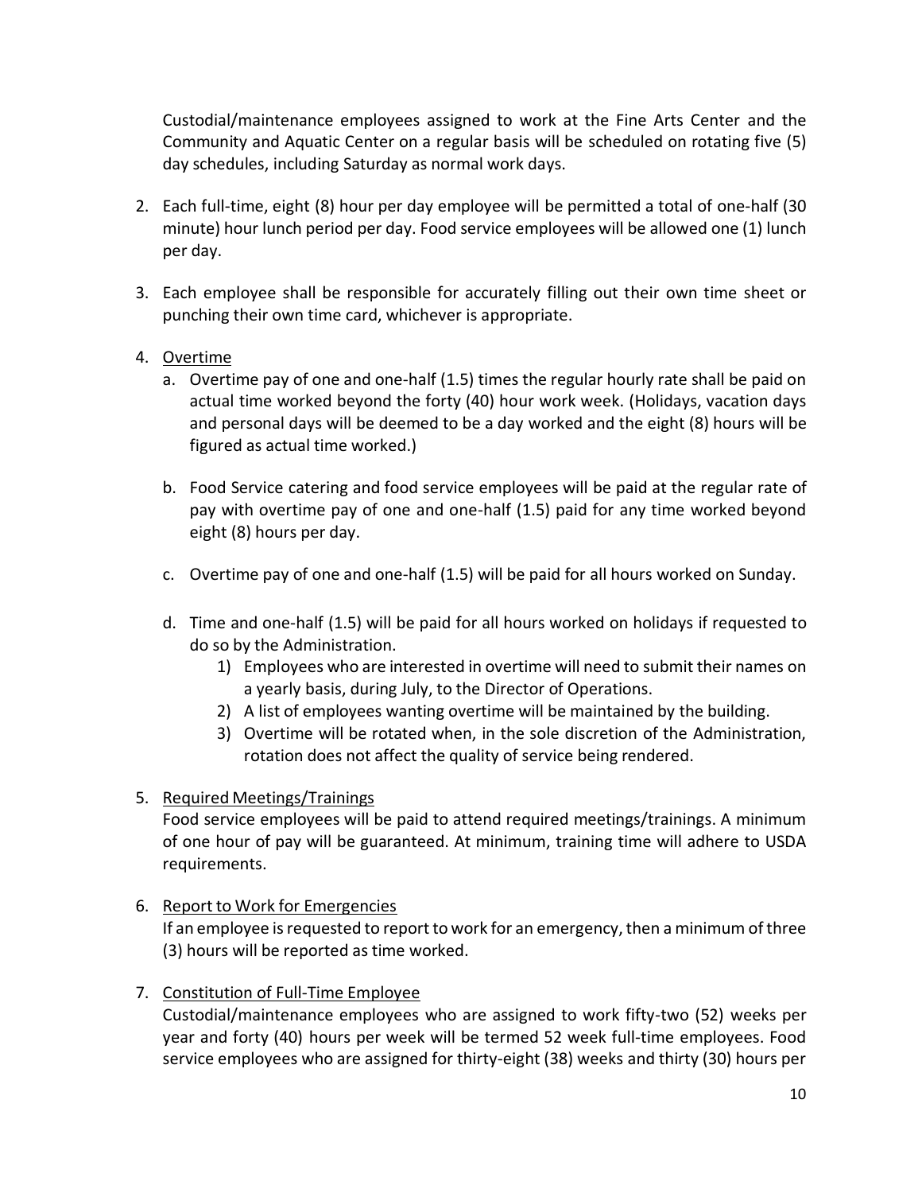Custodial/maintenance employees assigned to work at the Fine Arts Center and the Community and Aquatic Center on a regular basis will be scheduled on rotating five (5) day schedules, including Saturday as normal work days.

2. Each full-time, eight (8) hour per day employee will be permitted a total of one-half (30 minute) hour lunch period per day. Food service employees will be allowed one (1) lunch per day.

3. Each employee shall be responsible for accurately filling out their own time sheet or punching their own time card, whichever is appropriate.

4. <u>Overtime</u>
   a. Overtime pay of one and one-half (1.5) times the regular hourly rate shall be paid on actual time worked beyond the forty (40) hour work week. (Holidays, vacation days and personal days will be deemed to be a day worked and the eight (8) hours will be figured as actual time worked.)

   b. Food Service catering and food service employees will be paid at the regular rate of pay with overtime pay of one and one-half (1.5) paid for any time worked beyond eight (8) hours per day.

   c. Overtime pay of one and one-half (1.5) will be paid for all hours worked on Sunday.

   d. Time and one-half (1.5) will be paid for all hours worked on holidays if requested to do so by the Administration.
      1) Employees who are interested in overtime will need to submit their names on a yearly basis, during July, to the Director of Operations.
      2) A list of employees wanting overtime will be maintained by the building.
      3) Overtime will be rotated when, in the sole discretion of the Administration, rotation does not affect the quality of service being rendered.

5. <u>Required Meetings/Trainings</u>
   Food service employees will be paid to attend required meetings/trainings. A minimum of one hour of pay will be guaranteed. At minimum, training time will adhere to USDA requirements.

6. <u>Report to Work for Emergencies</u>
   If an employee is requested to report to work for an emergency, then a minimum of three (3) hours will be reported as time worked.

7. <u>Constitution of Full-Time Employee</u>
   Custodial/maintenance employees who are assigned to work fifty-two (52) weeks per year and forty (40) hours per week will be termed 52 week full-time employees. Food service employees who are assigned for thirty-eight (38) weeks and thirty (30) hours per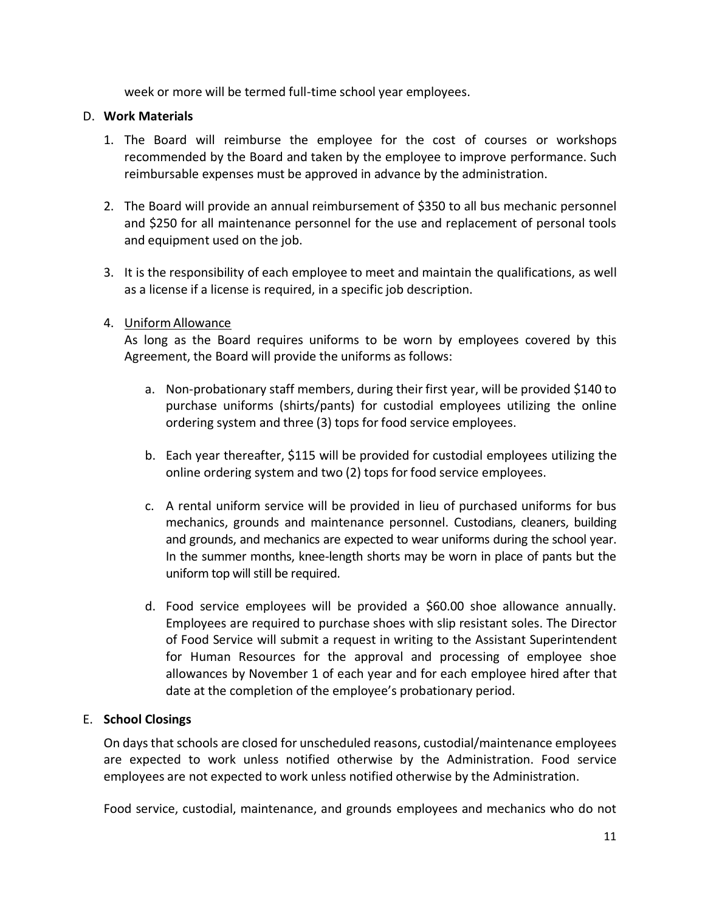week or more will be termed full-time school year employees.

D. **Work Materials**

1. The Board will reimburse the employee for the cost of courses or workshops recommended by the Board and taken by the employee to improve performance. Such reimbursable expenses must be approved in advance by the administration.

2. The Board will provide an annual reimbursement of $350 to all bus mechanic personnel and $250 for all maintenance personnel for the use and replacement of personal tools and equipment used on the job.

3. It is the responsibility of each employee to meet and maintain the qualifications, as well as a license if a license is required, in a specific job description.

4. Uniform Allowance

   As long as the Board requires uniforms to be worn by employees covered by this Agreement, the Board will provide the uniforms as follows:

   a. Non-probationary staff members, during their first year, will be provided $140 to purchase uniforms (shirts/pants) for custodial employees utilizing the online ordering system and three (3) tops for food service employees.

   b. Each year thereafter, $115 will be provided for custodial employees utilizing the online ordering system and two (2) tops for food service employees.

   c. A rental uniform service will be provided in lieu of purchased uniforms for bus mechanics, grounds and maintenance personnel. Custodians, cleaners, building and grounds, and mechanics are expected to wear uniforms during the school year. In the summer months, knee-length shorts may be worn in place of pants but the uniform top will still be required.

   d. Food service employees will be provided a $60.00 shoe allowance annually. Employees are required to purchase shoes with slip resistant soles. The Director of Food Service will submit a request in writing to the Assistant Superintendent for Human Resources for the approval and processing of employee shoe allowances by November 1 of each year and for each employee hired after that date at the completion of the employee's probationary period.

E. **School Closings**

On days that schools are closed for unscheduled reasons, custodial/maintenance employees are expected to work unless notified otherwise by the Administration. Food service employees are not expected to work unless notified otherwise by the Administration.

Food service, custodial, maintenance, and grounds employees and mechanics who do not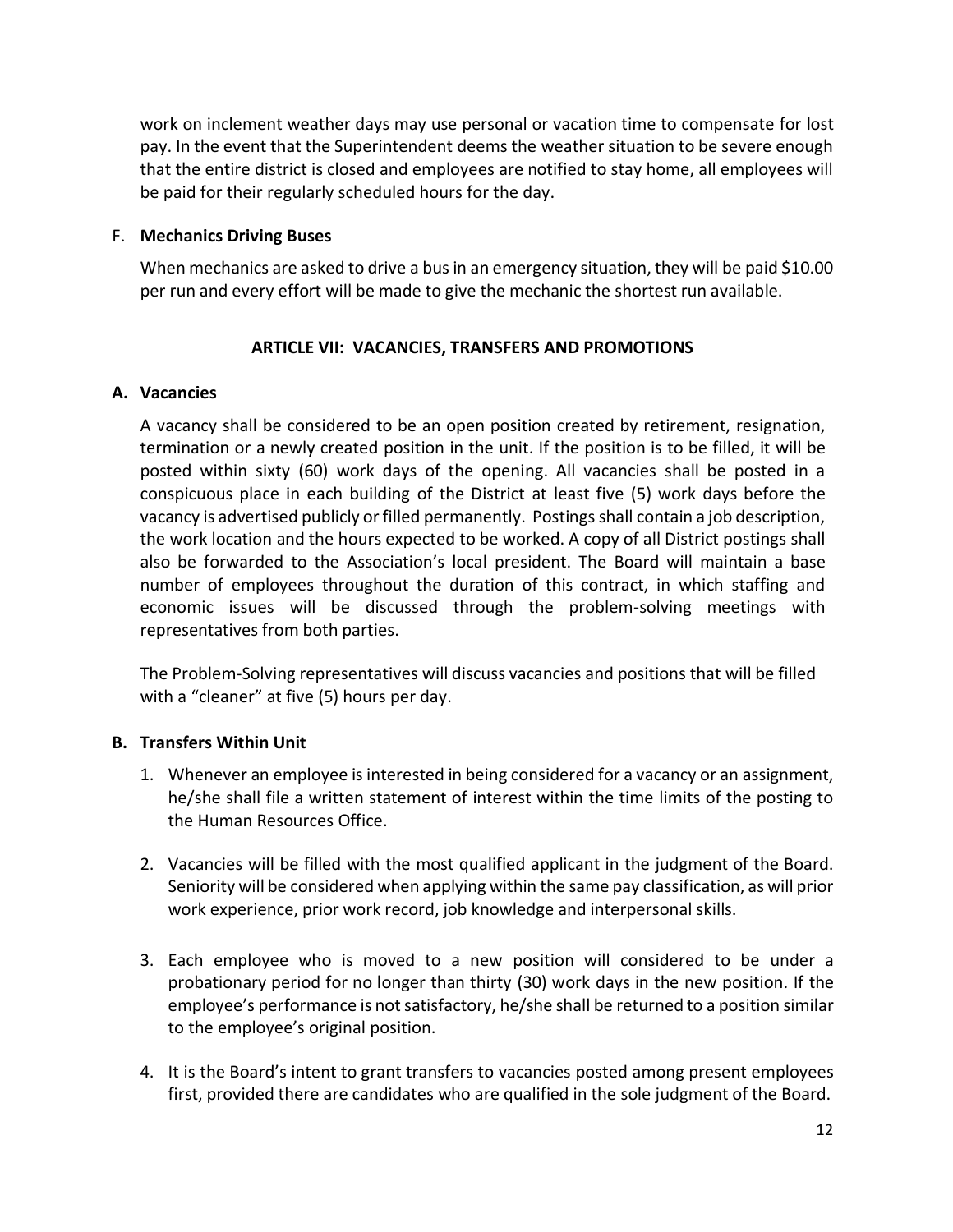work on inclement weather days may use personal or vacation time to compensate for lost pay. In the event that the Superintendent deems the weather situation to be severe enough that the entire district is closed and employees are notified to stay home, all employees will be paid for their regularly scheduled hours for the day.

F. **Mechanics Driving Buses**

When mechanics are asked to drive a bus in an emergency situation, they will be paid $10.00 per run and every effort will be made to give the mechanic the shortest run available.

## ARTICLE VII: VACANCIES, TRANSFERS AND PROMOTIONS

**A. Vacancies**

A vacancy shall be considered to be an open position created by retirement, resignation, termination or a newly created position in the unit. If the position is to be filled, it will be posted within sixty (60) work days of the opening. All vacancies shall be posted in a conspicuous place in each building of the District at least five (5) work days before the vacancy is advertised publicly or filled permanently. Postings shall contain a job description, the work location and the hours expected to be worked. A copy of all District postings shall also be forwarded to the Association's local president. The Board will maintain a base number of employees throughout the duration of this contract, in which staffing and economic issues will be discussed through the problem-solving meetings with representatives from both parties.

The Problem-Solving representatives will discuss vacancies and positions that will be filled with a "cleaner" at five (5) hours per day.

**B. Transfers Within Unit**

1. Whenever an employee is interested in being considered for a vacancy or an assignment, he/she shall file a written statement of interest within the time limits of the posting to the Human Resources Office.

2. Vacancies will be filled with the most qualified applicant in the judgment of the Board. Seniority will be considered when applying within the same pay classification, as will prior work experience, prior work record, job knowledge and interpersonal skills.

3. Each employee who is moved to a new position will considered to be under a probationary period for no longer than thirty (30) work days in the new position. If the employee's performance is not satisfactory, he/she shall be returned to a position similar to the employee's original position.

4. It is the Board's intent to grant transfers to vacancies posted among present employees first, provided there are candidates who are qualified in the sole judgment of the Board.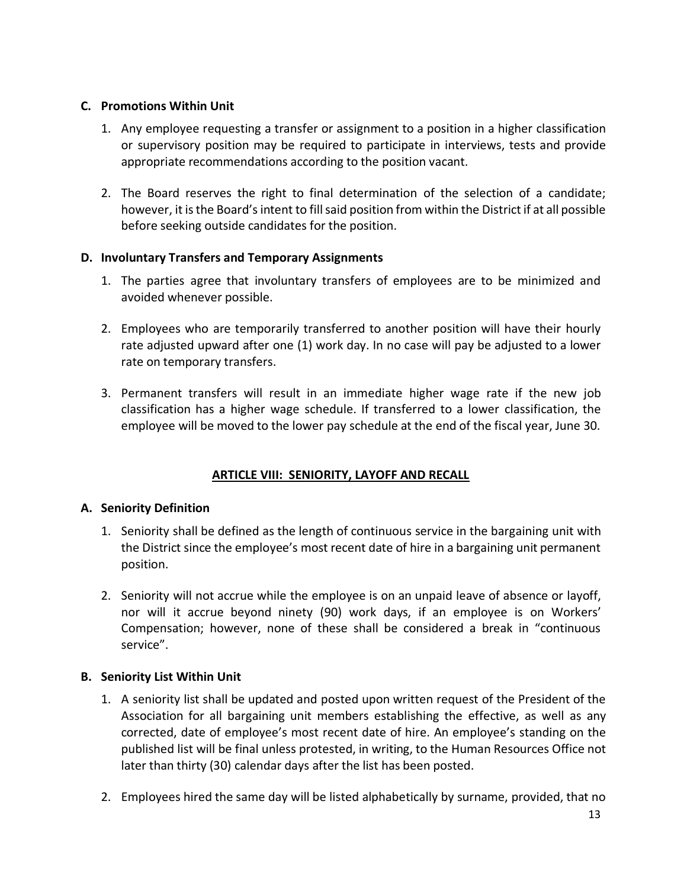**C. Promotions Within Unit**

1. Any employee requesting a transfer or assignment to a position in a higher classification or supervisory position may be required to participate in interviews, tests and provide appropriate recommendations according to the position vacant.

2. The Board reserves the right to final determination of the selection of a candidate; however, it is the Board's intent to fill said position from within the District if at all possible before seeking outside candidates for the position.

**D. Involuntary Transfers and Temporary Assignments**

1. The parties agree that involuntary transfers of employees are to be minimized and avoided whenever possible.

2. Employees who are temporarily transferred to another position will have their hourly rate adjusted upward after one (1) work day. In no case will pay be adjusted to a lower rate on temporary transfers.

3. Permanent transfers will result in an immediate higher wage rate if the new job classification has a higher wage schedule. If transferred to a lower classification, the employee will be moved to the lower pay schedule at the end of the fiscal year, June 30.

## ARTICLE VIII: SENIORITY, LAYOFF AND RECALL

**A. Seniority Definition**

1. Seniority shall be defined as the length of continuous service in the bargaining unit with the District since the employee's most recent date of hire in a bargaining unit permanent position.

2. Seniority will not accrue while the employee is on an unpaid leave of absence or layoff, nor will it accrue beyond ninety (90) work days, if an employee is on Workers' Compensation; however, none of these shall be considered a break in "continuous service".

**B. Seniority List Within Unit**

1. A seniority list shall be updated and posted upon written request of the President of the Association for all bargaining unit members establishing the effective, as well as any corrected, date of employee's most recent date of hire. An employee's standing on the published list will be final unless protested, in writing, to the Human Resources Office not later than thirty (30) calendar days after the list has been posted.

2. Employees hired the same day will be listed alphabetically by surname, provided, that no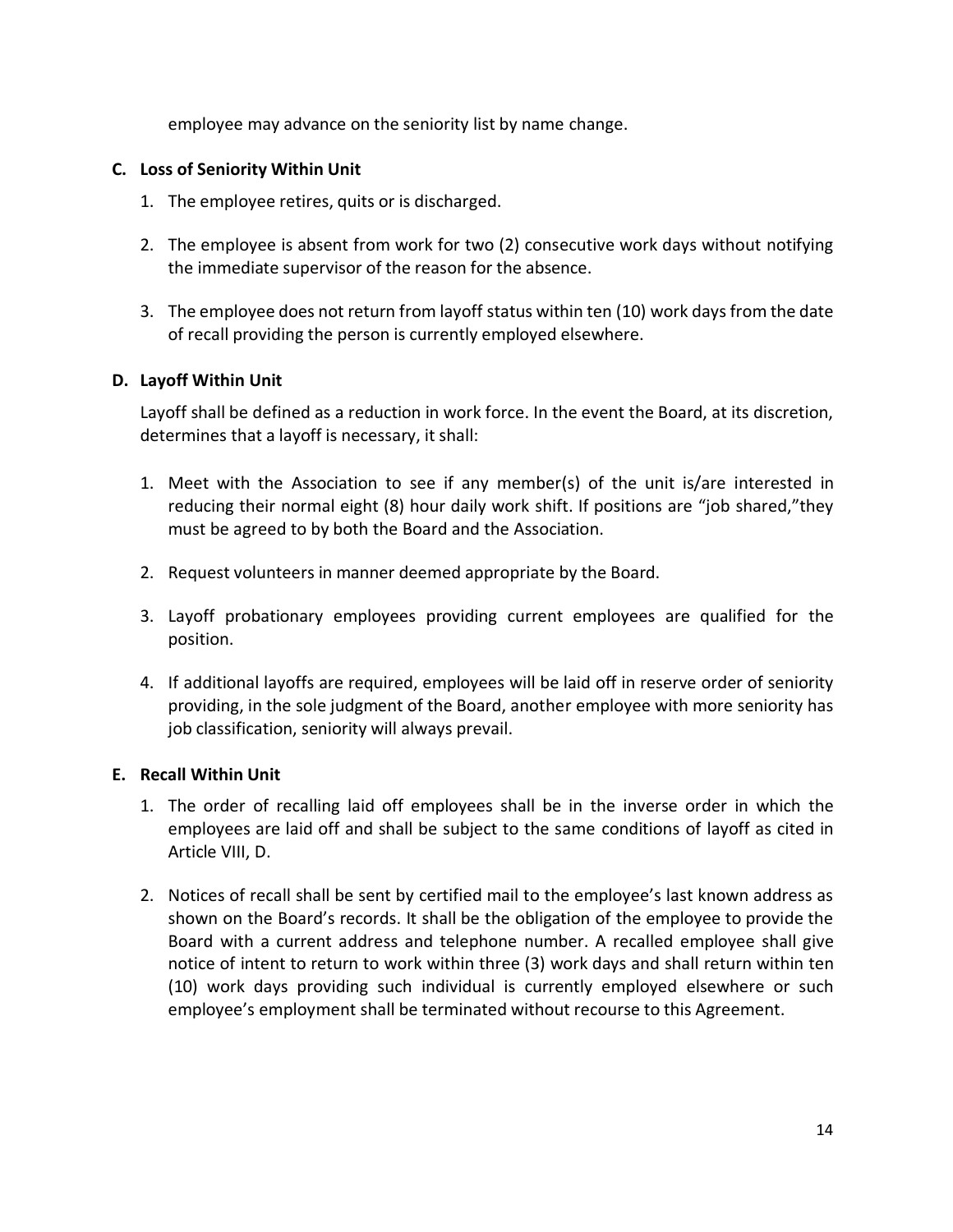employee may advance on the seniority list by name change.

**C. Loss of Seniority Within Unit**

1. The employee retires, quits or is discharged.

2. The employee is absent from work for two (2) consecutive work days without notifying the immediate supervisor of the reason for the absence.

3. The employee does not return from layoff status within ten (10) work days from the date of recall providing the person is currently employed elsewhere.

**D. Layoff Within Unit**

Layoff shall be defined as a reduction in work force. In the event the Board, at its discretion, determines that a layoff is necessary, it shall:

1. Meet with the Association to see if any member(s) of the unit is/are interested in reducing their normal eight (8) hour daily work shift. If positions are "job shared,"they must be agreed to by both the Board and the Association.

2. Request volunteers in manner deemed appropriate by the Board.

3. Layoff probationary employees providing current employees are qualified for the position.

4. If additional layoffs are required, employees will be laid off in reserve order of seniority providing, in the sole judgment of the Board, another employee with more seniority has job classification, seniority will always prevail.

**E. Recall Within Unit**

1. The order of recalling laid off employees shall be in the inverse order in which the employees are laid off and shall be subject to the same conditions of layoff as cited in Article VIII, D.

2. Notices of recall shall be sent by certified mail to the employee's last known address as shown on the Board's records. It shall be the obligation of the employee to provide the Board with a current address and telephone number. A recalled employee shall give notice of intent to return to work within three (3) work days and shall return within ten (10) work days providing such individual is currently employed elsewhere or such employee's employment shall be terminated without recourse to this Agreement.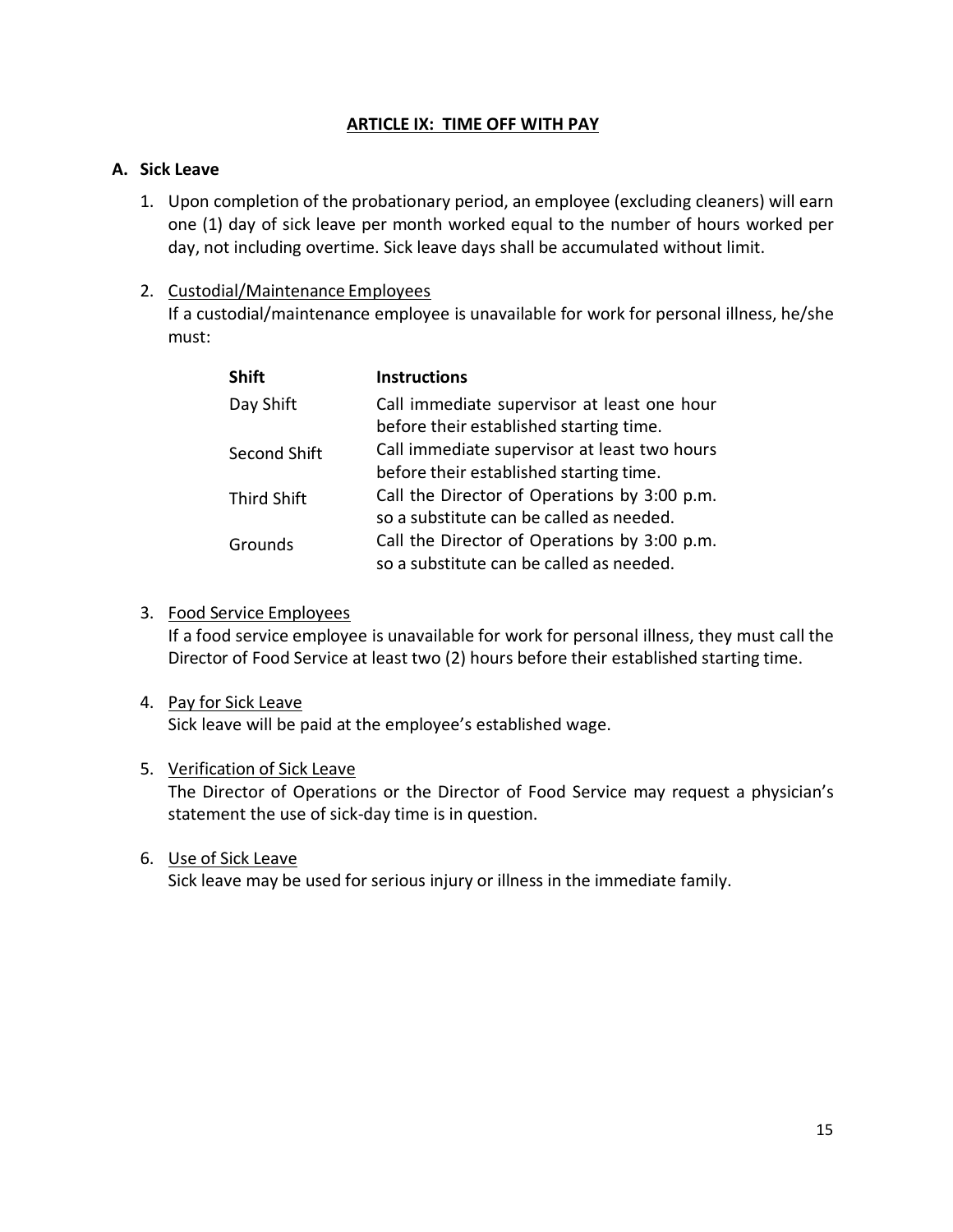## ARTICLE IX: TIME OFF WITH PAY

### A. Sick Leave

1. Upon completion of the probationary period, an employee (excluding cleaners) will earn one (1) day of sick leave per month worked equal to the number of hours worked per day, not including overtime. Sick leave days shall be accumulated without limit.

2. Custodial/Maintenance Employees

   If a custodial/maintenance employee is unavailable for work for personal illness, he/she must:

   | Shift | Instructions |
   | --- | --- |
   | Day Shift | Call immediate supervisor at least one hour before their established starting time. |
   | Second Shift | Call immediate supervisor at least two hours before their established starting time. |
   | Third Shift | Call the Director of Operations by 3:00 p.m. so a substitute can be called as needed. |
   | Grounds | Call the Director of Operations by 3:00 p.m. so a substitute can be called as needed. |

3. Food Service Employees

   If a food service employee is unavailable for work for personal illness, they must call the Director of Food Service at least two (2) hours before their established starting time.

4. Pay for Sick Leave

   Sick leave will be paid at the employee's established wage.

5. Verification of Sick Leave

   The Director of Operations or the Director of Food Service may request a physician's statement the use of sick-day time is in question.

6. Use of Sick Leave

   Sick leave may be used for serious injury or illness in the immediate family.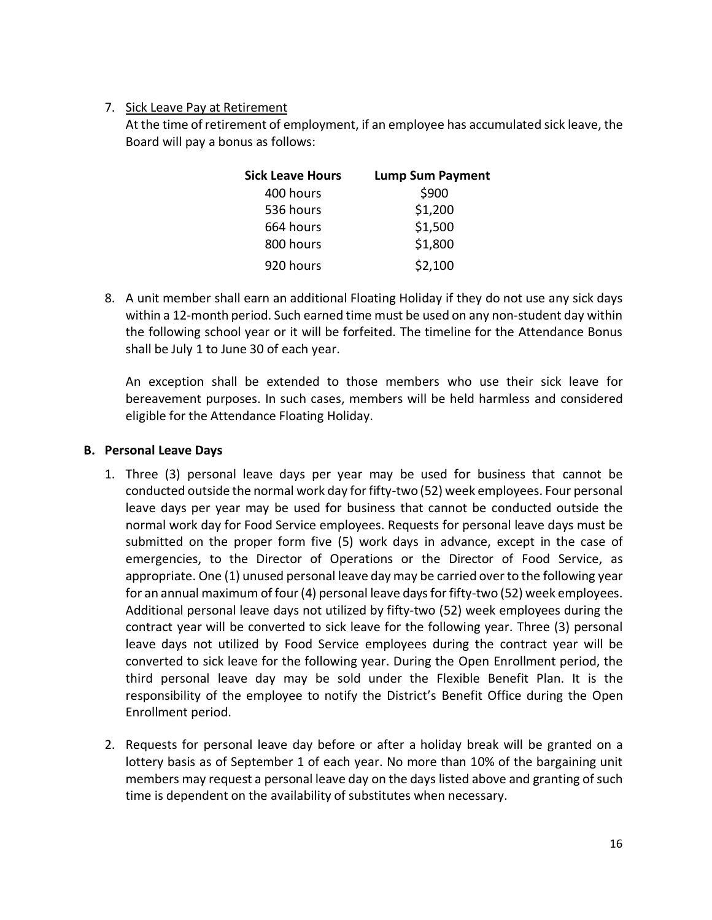7. Sick Leave Pay at Retirement

   At the time of retirement of employment, if an employee has accumulated sick leave, the Board will pay a bonus as follows:

| Sick Leave Hours | Lump Sum Payment |
|---|---|
| 400 hours | $900 |
| 536 hours | $1,200 |
| 664 hours | $1,500 |
| 800 hours | $1,800 |
| 920 hours | $2,100 |

8. A unit member shall earn an additional Floating Holiday if they do not use any sick days within a 12-month period. Such earned time must be used on any non-student day within the following school year or it will be forfeited. The timeline for the Attendance Bonus shall be July 1 to June 30 of each year.

   An exception shall be extended to those members who use their sick leave for bereavement purposes. In such cases, members will be held harmless and considered eligible for the Attendance Floating Holiday.

**B. Personal Leave Days**

1. Three (3) personal leave days per year may be used for business that cannot be conducted outside the normal work day for fifty-two (52) week employees. Four personal leave days per year may be used for business that cannot be conducted outside the normal work day for Food Service employees. Requests for personal leave days must be submitted on the proper form five (5) work days in advance, except in the case of emergencies, to the Director of Operations or the Director of Food Service, as appropriate. One (1) unused personal leave day may be carried over to the following year for an annual maximum of four (4) personal leave days for fifty-two (52) week employees. Additional personal leave days not utilized by fifty-two (52) week employees during the contract year will be converted to sick leave for the following year. Three (3) personal leave days not utilized by Food Service employees during the contract year will be converted to sick leave for the following year. During the Open Enrollment period, the third personal leave day may be sold under the Flexible Benefit Plan. It is the responsibility of the employee to notify the District's Benefit Office during the Open Enrollment period.

2. Requests for personal leave day before or after a holiday break will be granted on a lottery basis as of September 1 of each year. No more than 10% of the bargaining unit members may request a personal leave day on the days listed above and granting of such time is dependent on the availability of substitutes when necessary.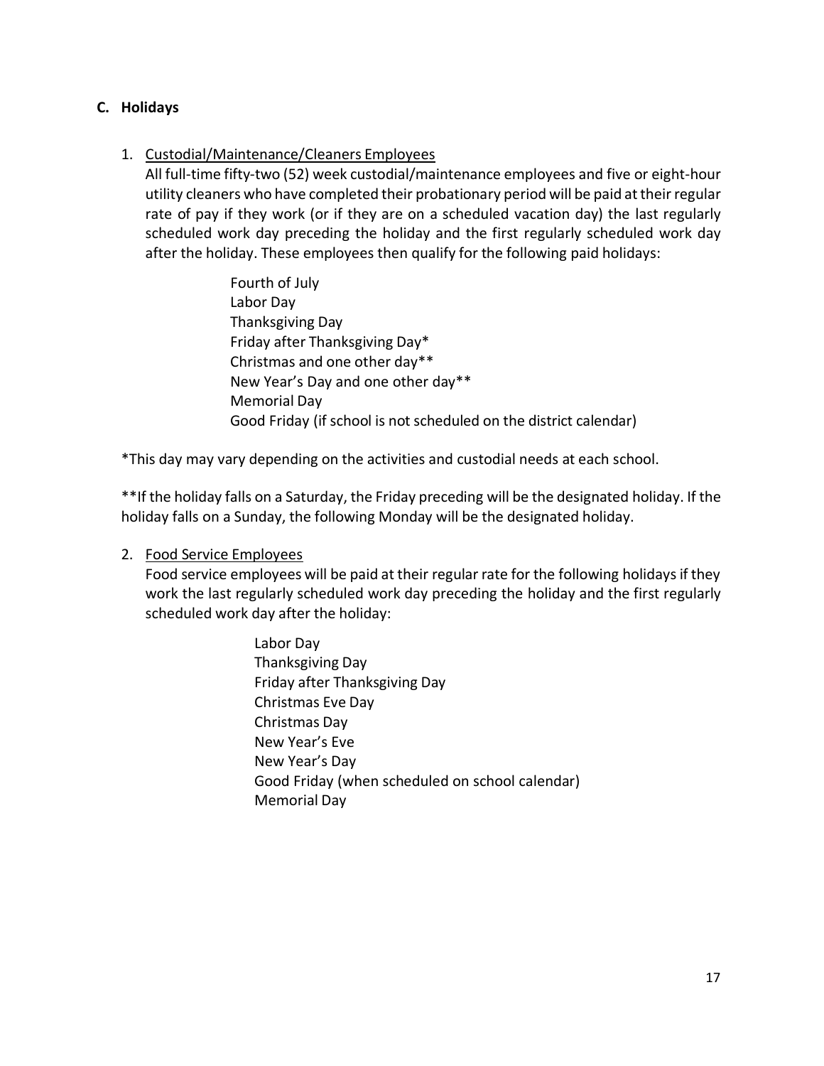## C. Holidays

1. Custodial/Maintenance/Cleaners Employees

   All full-time fifty-two (52) week custodial/maintenance employees and five or eight-hour utility cleaners who have completed their probationary period will be paid at their regular rate of pay if they work (or if they are on a scheduled vacation day) the last regularly scheduled work day preceding the holiday and the first regularly scheduled work day after the holiday. These employees then qualify for the following paid holidays:

   Fourth of July
   Labor Day
   Thanksgiving Day
   Friday after Thanksgiving Day*
   Christmas and one other day**
   New Year's Day and one other day**
   Memorial Day
   Good Friday (if school is not scheduled on the district calendar)

*This day may vary depending on the activities and custodial needs at each school.

**If the holiday falls on a Saturday, the Friday preceding will be the designated holiday. If the holiday falls on a Sunday, the following Monday will be the designated holiday.

2. Food Service Employees

   Food service employees will be paid at their regular rate for the following holidays if they work the last regularly scheduled work day preceding the holiday and the first regularly scheduled work day after the holiday:

   Labor Day
   Thanksgiving Day
   Friday after Thanksgiving Day
   Christmas Eve Day
   Christmas Day
   New Year's Eve
   New Year's Day
   Good Friday (when scheduled on school calendar)
   Memorial Day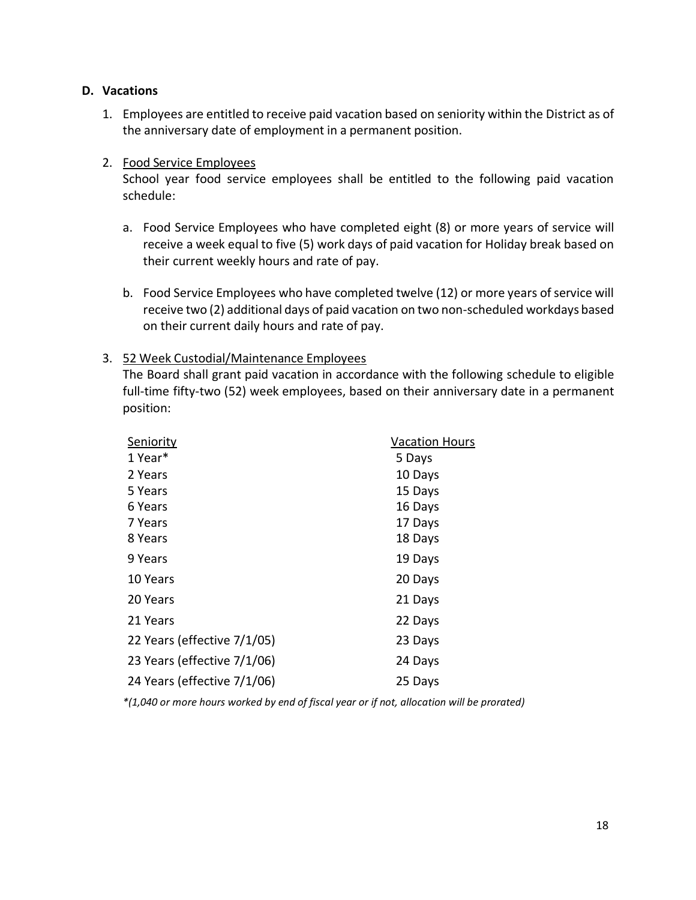### D. Vacations

1. Employees are entitled to receive paid vacation based on seniority within the District as of the anniversary date of employment in a permanent position.

2. <u>Food Service Employees</u>
   School year food service employees shall be entitled to the following paid vacation schedule:

   a. Food Service Employees who have completed eight (8) or more years of service will receive a week equal to five (5) work days of paid vacation for Holiday break based on their current weekly hours and rate of pay.

   b. Food Service Employees who have completed twelve (12) or more years of service will receive two (2) additional days of paid vacation on two non-scheduled workdays based on their current daily hours and rate of pay.

3. <u>52 Week Custodial/Maintenance Employees</u>
   The Board shall grant paid vacation in accordance with the following schedule to eligible full-time fifty-two (52) week employees, based on their anniversary date in a permanent position:

| Seniority | Vacation Hours |
|---|---|
| 1 Year* | 5 Days |
| 2 Years | 10 Days |
| 5 Years | 15 Days |
| 6 Years | 16 Days |
| 7 Years | 17 Days |
| 8 Years | 18 Days |
| 9 Years | 19 Days |
| 10 Years | 20 Days |
| 20 Years | 21 Days |
| 21 Years | 22 Days |
| 22 Years (effective 7/1/05) | 23 Days |
| 23 Years (effective 7/1/06) | 24 Days |
| 24 Years (effective 7/1/06) | 25 Days |

*\*(1,040 or more hours worked by end of fiscal year or if not, allocation will be prorated)*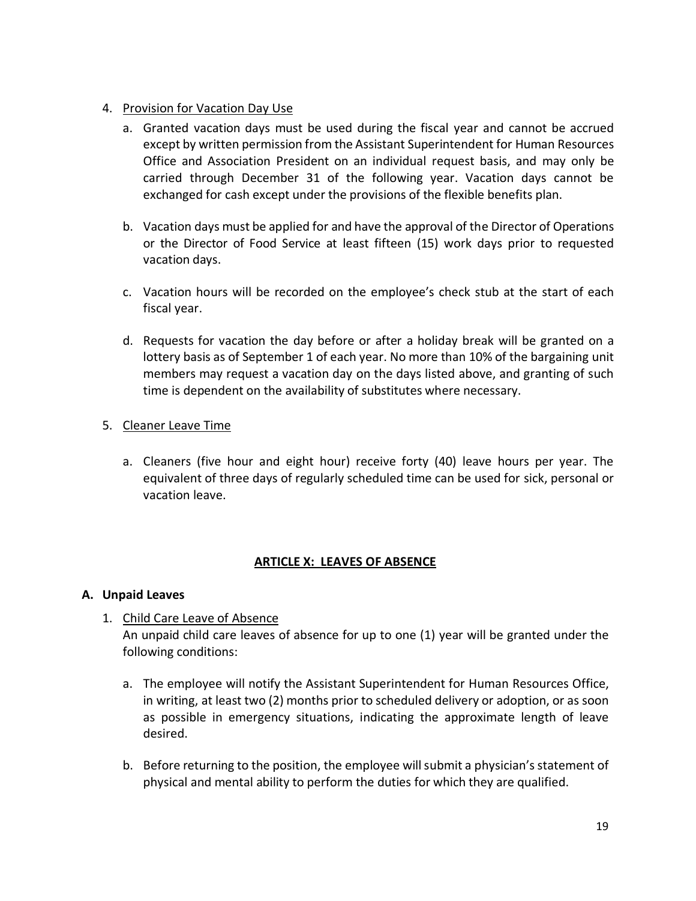4. <u>Provision for Vacation Day Use</u>

   a. Granted vacation days must be used during the fiscal year and cannot be accrued except by written permission from the Assistant Superintendent for Human Resources Office and Association President on an individual request basis, and may only be carried through December 31 of the following year. Vacation days cannot be exchanged for cash except under the provisions of the flexible benefits plan.

   b. Vacation days must be applied for and have the approval of the Director of Operations or the Director of Food Service at least fifteen (15) work days prior to requested vacation days.

   c. Vacation hours will be recorded on the employee's check stub at the start of each fiscal year.

   d. Requests for vacation the day before or after a holiday break will be granted on a lottery basis as of September 1 of each year. No more than 10% of the bargaining unit members may request a vacation day on the days listed above, and granting of such time is dependent on the availability of substitutes where necessary.

5. <u>Cleaner Leave Time</u>

   a. Cleaners (five hour and eight hour) receive forty (40) leave hours per year. The equivalent of three days of regularly scheduled time can be used for sick, personal or vacation leave.

## ARTICLE X: LEAVES OF ABSENCE

### A. Unpaid Leaves

1. <u>Child Care Leave of Absence</u>

   An unpaid child care leaves of absence for up to one (1) year will be granted under the following conditions:

   a. The employee will notify the Assistant Superintendent for Human Resources Office, in writing, at least two (2) months prior to scheduled delivery or adoption, or as soon as possible in emergency situations, indicating the approximate length of leave desired.

   b. Before returning to the position, the employee will submit a physician's statement of physical and mental ability to perform the duties for which they are qualified.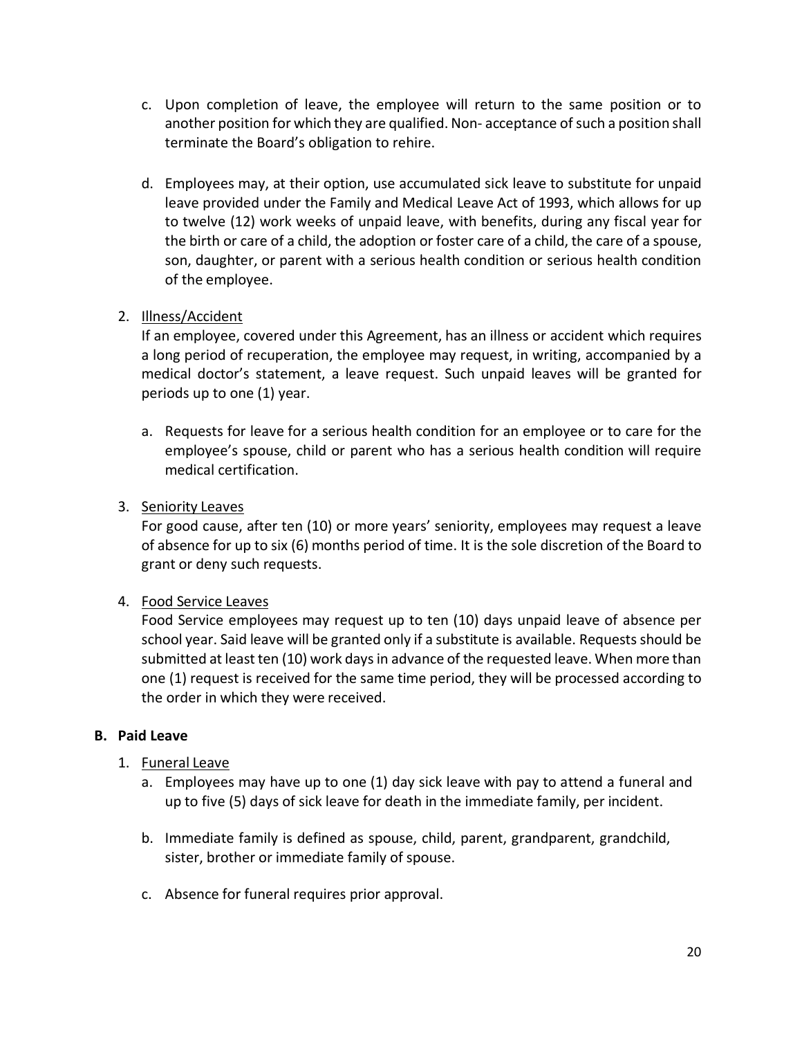c. Upon completion of leave, the employee will return to the same position or to another position for which they are qualified. Non- acceptance of such a position shall terminate the Board's obligation to rehire.

d. Employees may, at their option, use accumulated sick leave to substitute for unpaid leave provided under the Family and Medical Leave Act of 1993, which allows for up to twelve (12) work weeks of unpaid leave, with benefits, during any fiscal year for the birth or care of a child, the adoption or foster care of a child, the care of a spouse, son, daughter, or parent with a serious health condition or serious health condition of the employee.

2. Illness/Accident

   If an employee, covered under this Agreement, has an illness or accident which requires a long period of recuperation, the employee may request, in writing, accompanied by a medical doctor's statement, a leave request. Such unpaid leaves will be granted for periods up to one (1) year.

   a. Requests for leave for a serious health condition for an employee or to care for the employee's spouse, child or parent who has a serious health condition will require medical certification.

3. Seniority Leaves

   For good cause, after ten (10) or more years' seniority, employees may request a leave of absence for up to six (6) months period of time. It is the sole discretion of the Board to grant or deny such requests.

4. Food Service Leaves

   Food Service employees may request up to ten (10) days unpaid leave of absence per school year. Said leave will be granted only if a substitute is available. Requests should be submitted at least ten (10) work days in advance of the requested leave. When more than one (1) request is received for the same time period, they will be processed according to the order in which they were received.

**B. Paid Leave**

1. Funeral Leave

   a. Employees may have up to one (1) day sick leave with pay to attend a funeral and up to five (5) days of sick leave for death in the immediate family, per incident.

   b. Immediate family is defined as spouse, child, parent, grandparent, grandchild, sister, brother or immediate family of spouse.

   c. Absence for funeral requires prior approval.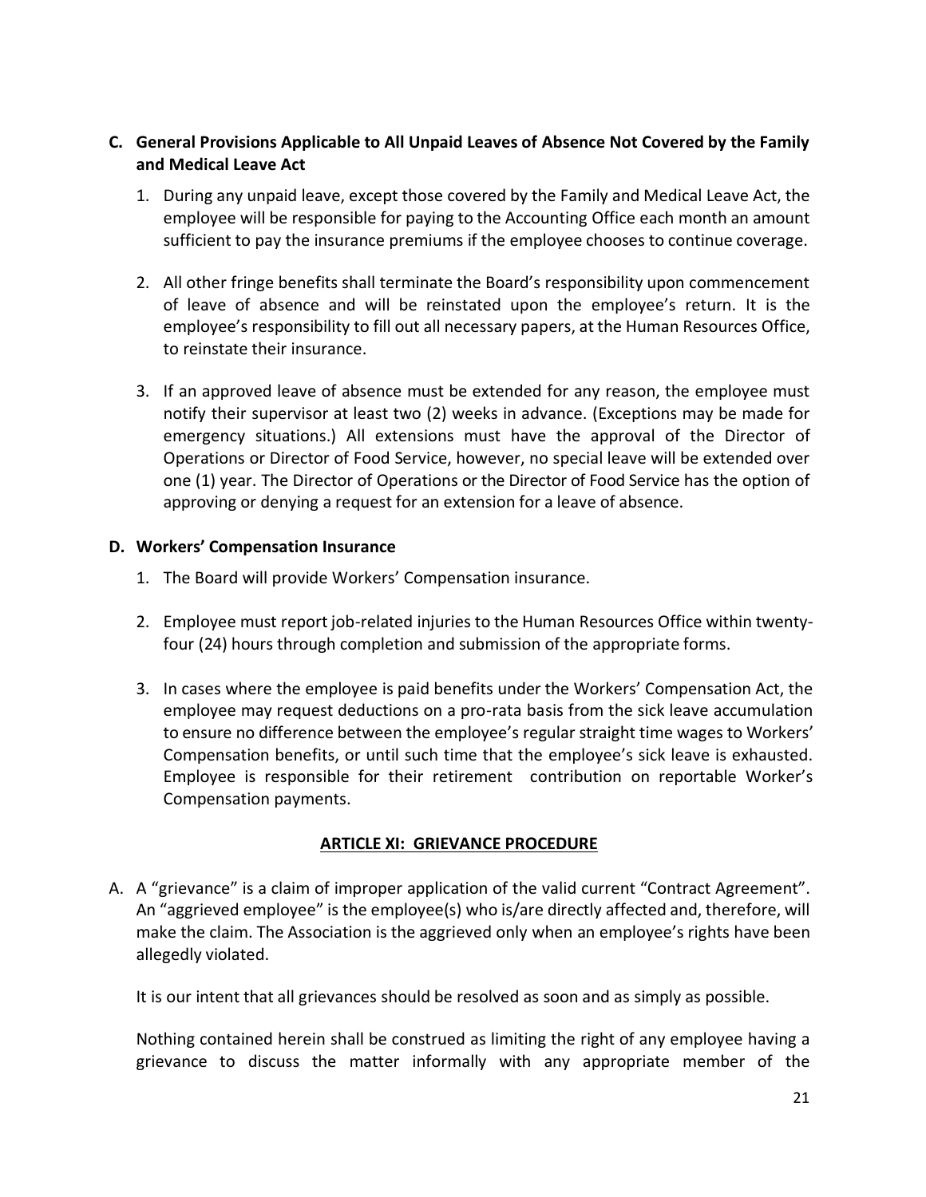### C. General Provisions Applicable to All Unpaid Leaves of Absence Not Covered by the Family and Medical Leave Act

1. During any unpaid leave, except those covered by the Family and Medical Leave Act, the employee will be responsible for paying to the Accounting Office each month an amount sufficient to pay the insurance premiums if the employee chooses to continue coverage.

2. All other fringe benefits shall terminate the Board's responsibility upon commencement of leave of absence and will be reinstated upon the employee's return. It is the employee's responsibility to fill out all necessary papers, at the Human Resources Office, to reinstate their insurance.

3. If an approved leave of absence must be extended for any reason, the employee must notify their supervisor at least two (2) weeks in advance. (Exceptions may be made for emergency situations.) All extensions must have the approval of the Director of Operations or Director of Food Service, however, no special leave will be extended over one (1) year. The Director of Operations or the Director of Food Service has the option of approving or denying a request for an extension for a leave of absence.

### D. Workers' Compensation Insurance

1. The Board will provide Workers' Compensation insurance.

2. Employee must report job-related injuries to the Human Resources Office within twenty-four (24) hours through completion and submission of the appropriate forms.

3. In cases where the employee is paid benefits under the Workers' Compensation Act, the employee may request deductions on a pro-rata basis from the sick leave accumulation to ensure no difference between the employee's regular straight time wages to Workers' Compensation benefits, or until such time that the employee's sick leave is exhausted. Employee is responsible for their retirement contribution on reportable Worker's Compensation payments.

## ARTICLE XI: GRIEVANCE PROCEDURE

A. A "grievance" is a claim of improper application of the valid current "Contract Agreement". An "aggrieved employee" is the employee(s) who is/are directly affected and, therefore, will make the claim. The Association is the aggrieved only when an employee's rights have been allegedly violated.

It is our intent that all grievances should be resolved as soon and as simply as possible.

Nothing contained herein shall be construed as limiting the right of any employee having a grievance to discuss the matter informally with any appropriate member of the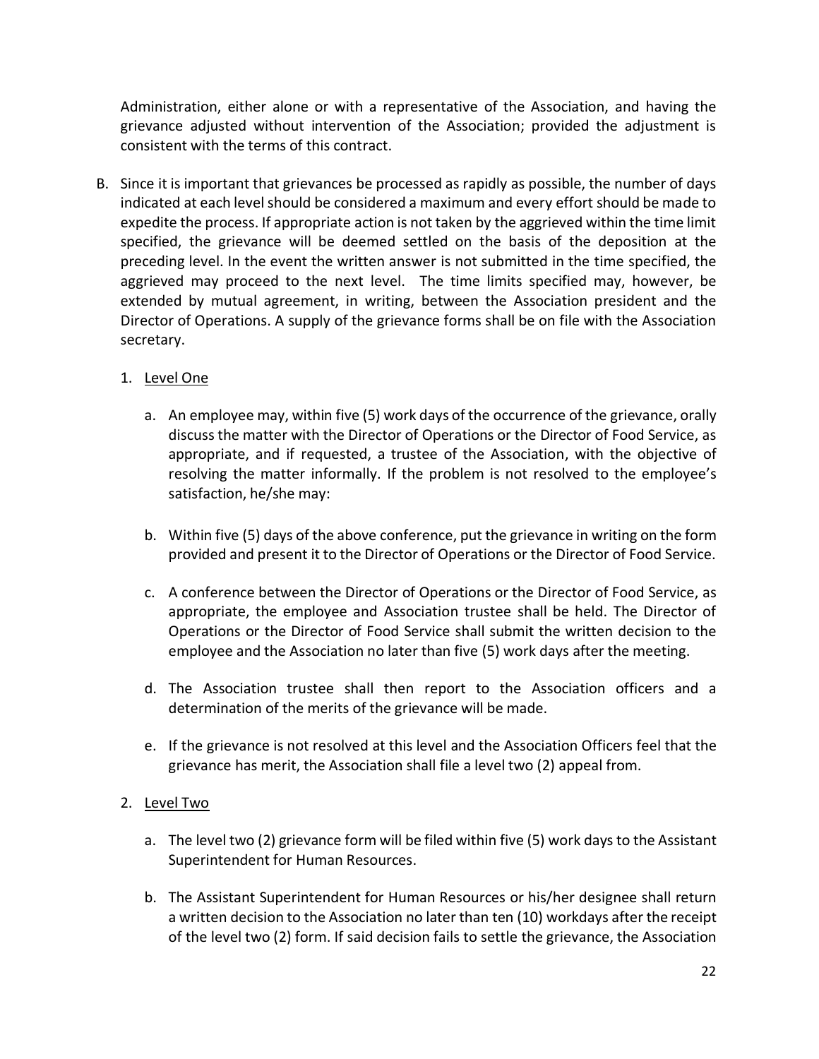Administration, either alone or with a representative of the Association, and having the grievance adjusted without intervention of the Association; provided the adjustment is consistent with the terms of this contract.

B. Since it is important that grievances be processed as rapidly as possible, the number of days indicated at each level should be considered a maximum and every effort should be made to expedite the process. If appropriate action is not taken by the aggrieved within the time limit specified, the grievance will be deemed settled on the basis of the deposition at the preceding level. In the event the written answer is not submitted in the time specified, the aggrieved may proceed to the next level. The time limits specified may, however, be extended by mutual agreement, in writing, between the Association president and the Director of Operations. A supply of the grievance forms shall be on file with the Association secretary.

   1. Level One

      a. An employee may, within five (5) work days of the occurrence of the grievance, orally discuss the matter with the Director of Operations or the Director of Food Service, as appropriate, and if requested, a trustee of the Association, with the objective of resolving the matter informally. If the problem is not resolved to the employee's satisfaction, he/she may:

      b. Within five (5) days of the above conference, put the grievance in writing on the form provided and present it to the Director of Operations or the Director of Food Service.

      c. A conference between the Director of Operations or the Director of Food Service, as appropriate, the employee and Association trustee shall be held. The Director of Operations or the Director of Food Service shall submit the written decision to the employee and the Association no later than five (5) work days after the meeting.

      d. The Association trustee shall then report to the Association officers and a determination of the merits of the grievance will be made.

      e. If the grievance is not resolved at this level and the Association Officers feel that the grievance has merit, the Association shall file a level two (2) appeal from.

   2. Level Two

      a. The level two (2) grievance form will be filed within five (5) work days to the Assistant Superintendent for Human Resources.

      b. The Assistant Superintendent for Human Resources or his/her designee shall return a written decision to the Association no later than ten (10) workdays after the receipt of the level two (2) form. If said decision fails to settle the grievance, the Association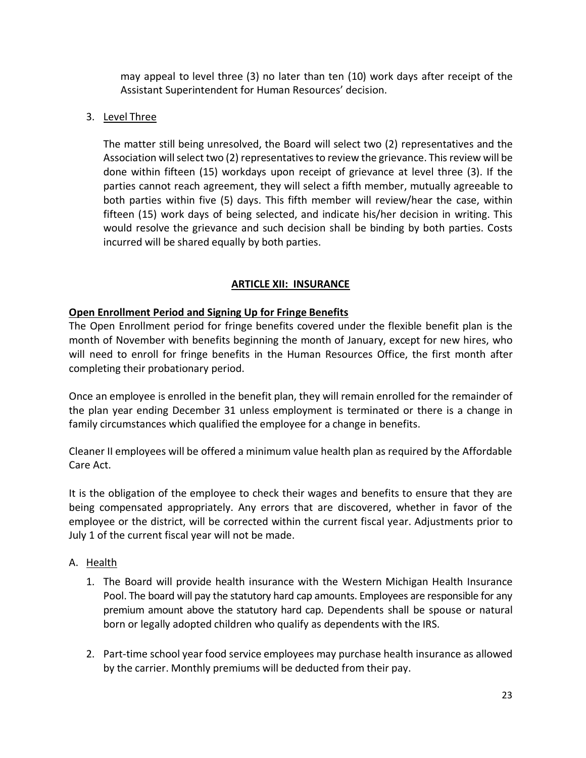may appeal to level three (3) no later than ten (10) work days after receipt of the Assistant Superintendent for Human Resources' decision.

3. Level Three

   The matter still being unresolved, the Board will select two (2) representatives and the Association will select two (2) representatives to review the grievance. This review will be done within fifteen (15) workdays upon receipt of grievance at level three (3). If the parties cannot reach agreement, they will select a fifth member, mutually agreeable to both parties within five (5) days. This fifth member will review/hear the case, within fifteen (15) work days of being selected, and indicate his/her decision in writing. This would resolve the grievance and such decision shall be binding by both parties. Costs incurred will be shared equally by both parties.

## ARTICLE XII: INSURANCE

**Open Enrollment Period and Signing Up for Fringe Benefits**

The Open Enrollment period for fringe benefits covered under the flexible benefit plan is the month of November with benefits beginning the month of January, except for new hires, who will need to enroll for fringe benefits in the Human Resources Office, the first month after completing their probationary period.

Once an employee is enrolled in the benefit plan, they will remain enrolled for the remainder of the plan year ending December 31 unless employment is terminated or there is a change in family circumstances which qualified the employee for a change in benefits.

Cleaner II employees will be offered a minimum value health plan as required by the Affordable Care Act.

It is the obligation of the employee to check their wages and benefits to ensure that they are being compensated appropriately. Any errors that are discovered, whether in favor of the employee or the district, will be corrected within the current fiscal year. Adjustments prior to July 1 of the current fiscal year will not be made.

A. Health

   1. The Board will provide health insurance with the Western Michigan Health Insurance Pool. The board will pay the statutory hard cap amounts. Employees are responsible for any premium amount above the statutory hard cap. Dependents shall be spouse or natural born or legally adopted children who qualify as dependents with the IRS.

   2. Part-time school year food service employees may purchase health insurance as allowed by the carrier. Monthly premiums will be deducted from their pay.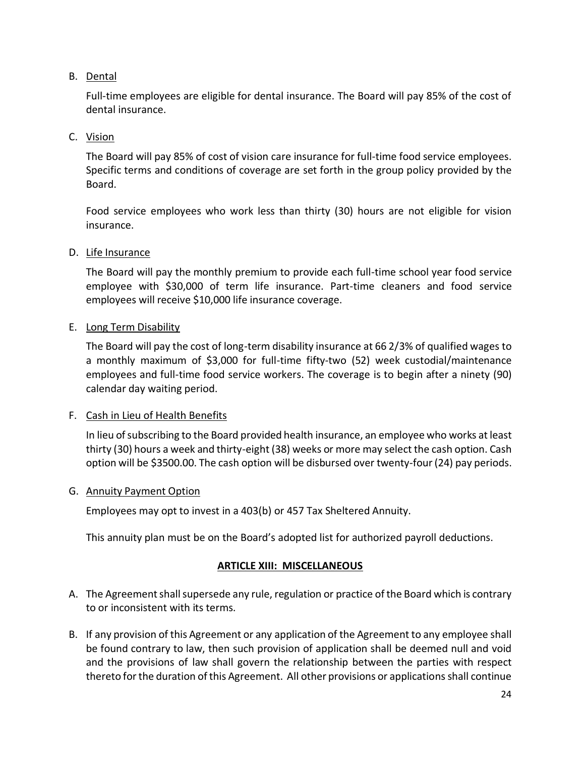B. <u>Dental</u>

Full-time employees are eligible for dental insurance. The Board will pay 85% of the cost of dental insurance.

C. <u>Vision</u>

The Board will pay 85% of cost of vision care insurance for full-time food service employees. Specific terms and conditions of coverage are set forth in the group policy provided by the Board.

Food service employees who work less than thirty (30) hours are not eligible for vision insurance.

D. <u>Life Insurance</u>

The Board will pay the monthly premium to provide each full-time school year food service employee with $30,000 of term life insurance. Part-time cleaners and food service employees will receive $10,000 life insurance coverage.

E. <u>Long Term Disability</u>

The Board will pay the cost of long-term disability insurance at 66 2/3% of qualified wages to a monthly maximum of $3,000 for full-time fifty-two (52) week custodial/maintenance employees and full-time food service workers. The coverage is to begin after a ninety (90) calendar day waiting period.

F. <u>Cash in Lieu of Health Benefits</u>

In lieu of subscribing to the Board provided health insurance, an employee who works at least thirty (30) hours a week and thirty-eight (38) weeks or more may select the cash option. Cash option will be $3500.00. The cash option will be disbursed over twenty-four (24) pay periods.

G. <u>Annuity Payment Option</u>

Employees may opt to invest in a 403(b) or 457 Tax Sheltered Annuity.

This annuity plan must be on the Board's adopted list for authorized payroll deductions.

## ARTICLE XIII: MISCELLANEOUS

A. The Agreement shall supersede any rule, regulation or practice of the Board which is contrary to or inconsistent with its terms.

B. If any provision of this Agreement or any application of the Agreement to any employee shall be found contrary to law, then such provision of application shall be deemed null and void and the provisions of law shall govern the relationship between the parties with respect thereto for the duration of this Agreement. All other provisions or applications shall continue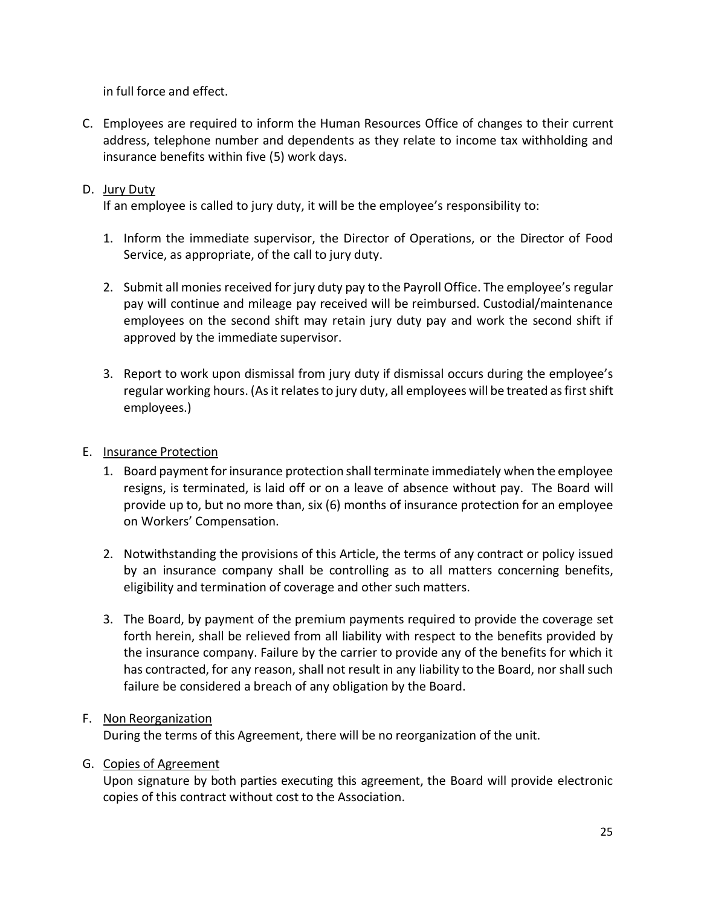in full force and effect.

C. Employees are required to inform the Human Resources Office of changes to their current address, telephone number and dependents as they relate to income tax withholding and insurance benefits within five (5) work days.

D. <u>Jury Duty</u>
   If an employee is called to jury duty, it will be the employee's responsibility to:

   1. Inform the immediate supervisor, the Director of Operations, or the Director of Food Service, as appropriate, of the call to jury duty.

   2. Submit all monies received for jury duty pay to the Payroll Office. The employee's regular pay will continue and mileage pay received will be reimbursed. Custodial/maintenance employees on the second shift may retain jury duty pay and work the second shift if approved by the immediate supervisor.

   3. Report to work upon dismissal from jury duty if dismissal occurs during the employee's regular working hours. (As it relates to jury duty, all employees will be treated as first shift employees.)

E. <u>Insurance Protection</u>
   1. Board payment for insurance protection shall terminate immediately when the employee resigns, is terminated, is laid off or on a leave of absence without pay. The Board will provide up to, but no more than, six (6) months of insurance protection for an employee on Workers' Compensation.

   2. Notwithstanding the provisions of this Article, the terms of any contract or policy issued by an insurance company shall be controlling as to all matters concerning benefits, eligibility and termination of coverage and other such matters.

   3. The Board, by payment of the premium payments required to provide the coverage set forth herein, shall be relieved from all liability with respect to the benefits provided by the insurance company. Failure by the carrier to provide any of the benefits for which it has contracted, for any reason, shall not result in any liability to the Board, nor shall such failure be considered a breach of any obligation by the Board.

F. <u>Non Reorganization</u>
   During the terms of this Agreement, there will be no reorganization of the unit.

G. <u>Copies of Agreement</u>
   Upon signature by both parties executing this agreement, the Board will provide electronic copies of this contract without cost to the Association.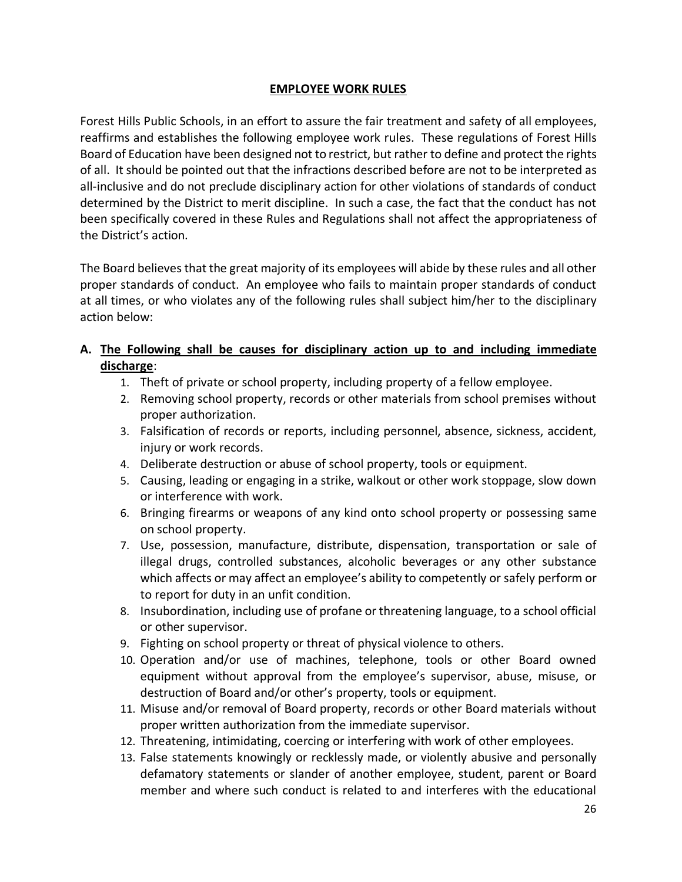## EMPLOYEE WORK RULES

Forest Hills Public Schools, in an effort to assure the fair treatment and safety of all employees, reaffirms and establishes the following employee work rules. These regulations of Forest Hills Board of Education have been designed not to restrict, but rather to define and protect the rights of all. It should be pointed out that the infractions described before are not to be interpreted as all-inclusive and do not preclude disciplinary action for other violations of standards of conduct determined by the District to merit discipline. In such a case, the fact that the conduct has not been specifically covered in these Rules and Regulations shall not affect the appropriateness of the District's action.

The Board believes that the great majority of its employees will abide by these rules and all other proper standards of conduct. An employee who fails to maintain proper standards of conduct at all times, or who violates any of the following rules shall subject him/her to the disciplinary action below:

**A. <u>The Following shall be causes for disciplinary action up to and including immediate discharge</u>:**

1. Theft of private or school property, including property of a fellow employee.
2. Removing school property, records or other materials from school premises without proper authorization.
3. Falsification of records or reports, including personnel, absence, sickness, accident, injury or work records.
4. Deliberate destruction or abuse of school property, tools or equipment.
5. Causing, leading or engaging in a strike, walkout or other work stoppage, slow down or interference with work.
6. Bringing firearms or weapons of any kind onto school property or possessing same on school property.
7. Use, possession, manufacture, distribute, dispensation, transportation or sale of illegal drugs, controlled substances, alcoholic beverages or any other substance which affects or may affect an employee's ability to competently or safely perform or to report for duty in an unfit condition.
8. Insubordination, including use of profane or threatening language, to a school official or other supervisor.
9. Fighting on school property or threat of physical violence to others.
10. Operation and/or use of machines, telephone, tools or other Board owned equipment without approval from the employee's supervisor, abuse, misuse, or destruction of Board and/or other's property, tools or equipment.
11. Misuse and/or removal of Board property, records or other Board materials without proper written authorization from the immediate supervisor.
12. Threatening, intimidating, coercing or interfering with work of other employees.
13. False statements knowingly or recklessly made, or violently abusive and personally defamatory statements or slander of another employee, student, parent or Board member and where such conduct is related to and interferes with the educational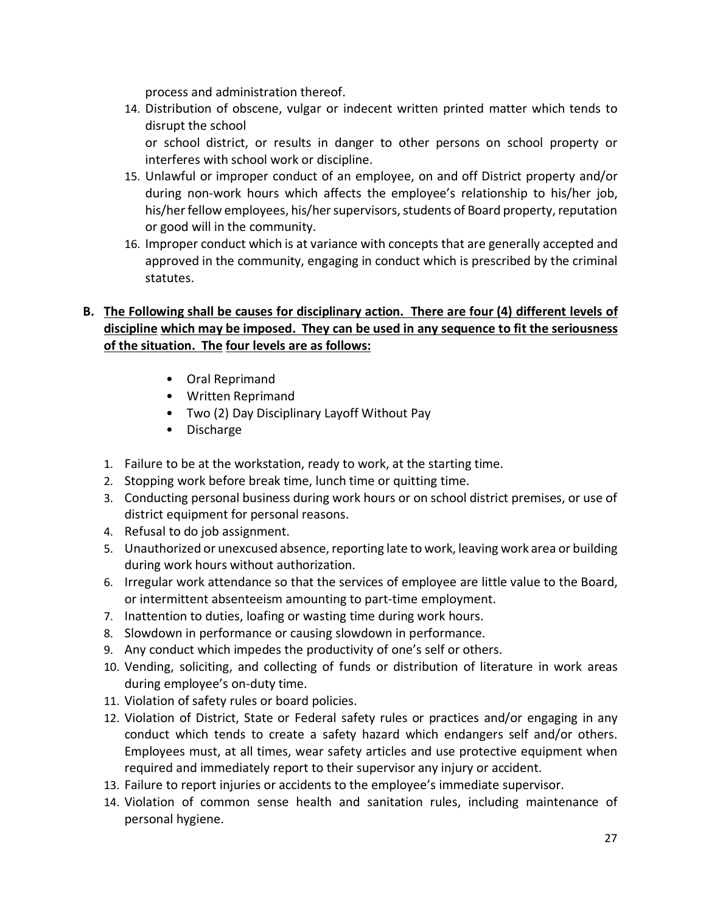process and administration thereof.

14. Distribution of obscene, vulgar or indecent written printed matter which tends to disrupt the school
    
    or school district, or results in danger to other persons on school property or interferes with school work or discipline.
15. Unlawful or improper conduct of an employee, on and off District property and/or during non-work hours which affects the employee's relationship to his/her job, his/her fellow employees, his/her supervisors, students of Board property, reputation or good will in the community.
16. Improper conduct which is at variance with concepts that are generally accepted and approved in the community, engaging in conduct which is prescribed by the criminal statutes.

**B. <u>The Following shall be causes for disciplinary action. There are four (4) different levels of discipline which may be imposed. They can be used in any sequence to fit the seriousness of the situation. The four levels are as follows:</u>**

- Oral Reprimand
- Written Reprimand
- Two (2) Day Disciplinary Layoff Without Pay
- Discharge

1. Failure to be at the workstation, ready to work, at the starting time.
2. Stopping work before break time, lunch time or quitting time.
3. Conducting personal business during work hours or on school district premises, or use of district equipment for personal reasons.
4. Refusal to do job assignment.
5. Unauthorized or unexcused absence, reporting late to work, leaving work area or building during work hours without authorization.
6. Irregular work attendance so that the services of employee are little value to the Board, or intermittent absenteeism amounting to part-time employment.
7. Inattention to duties, loafing or wasting time during work hours.
8. Slowdown in performance or causing slowdown in performance.
9. Any conduct which impedes the productivity of one's self or others.
10. Vending, soliciting, and collecting of funds or distribution of literature in work areas during employee's on-duty time.
11. Violation of safety rules or board policies.
12. Violation of District, State or Federal safety rules or practices and/or engaging in any conduct which tends to create a safety hazard which endangers self and/or others. Employees must, at all times, wear safety articles and use protective equipment when required and immediately report to their supervisor any injury or accident.
13. Failure to report injuries or accidents to the employee's immediate supervisor.
14. Violation of common sense health and sanitation rules, including maintenance of personal hygiene.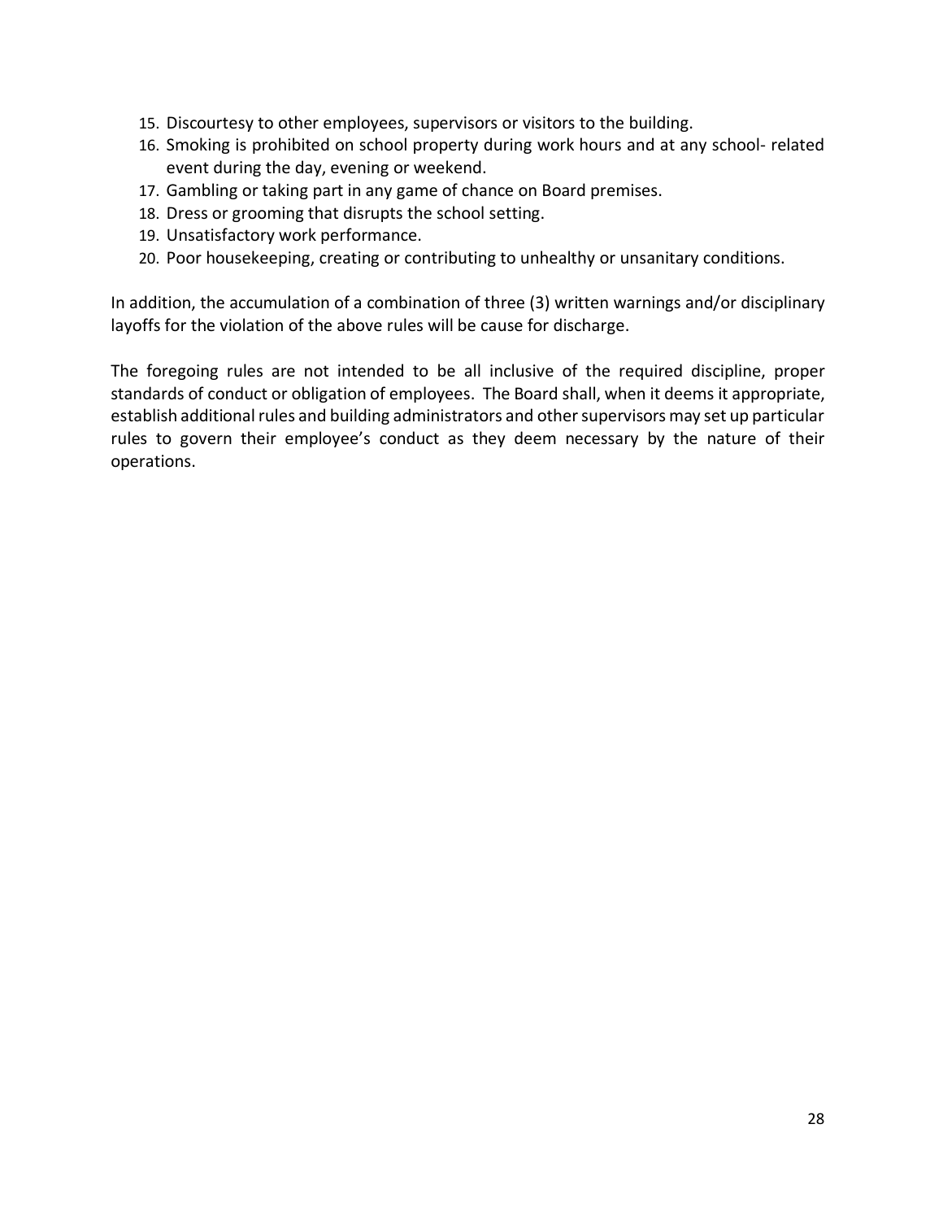15. Discourtesy to other employees, supervisors or visitors to the building.
16. Smoking is prohibited on school property during work hours and at any school- related event during the day, evening or weekend.
17. Gambling or taking part in any game of chance on Board premises.
18. Dress or grooming that disrupts the school setting.
19. Unsatisfactory work performance.
20. Poor housekeeping, creating or contributing to unhealthy or unsanitary conditions.

In addition, the accumulation of a combination of three (3) written warnings and/or disciplinary layoffs for the violation of the above rules will be cause for discharge.

The foregoing rules are not intended to be all inclusive of the required discipline, proper standards of conduct or obligation of employees. The Board shall, when it deems it appropriate, establish additional rules and building administrators and other supervisors may set up particular rules to govern their employee's conduct as they deem necessary by the nature of their operations.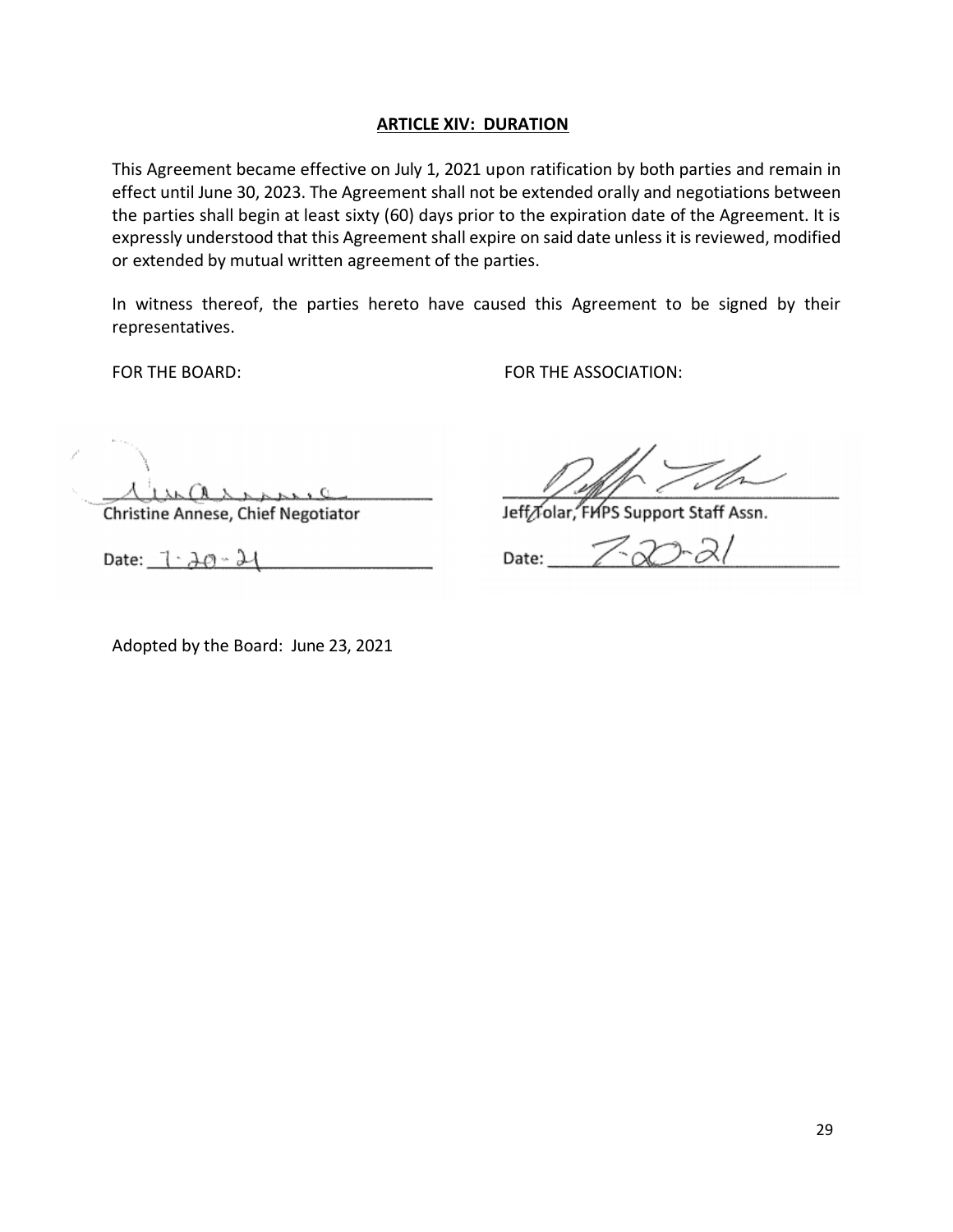## ARTICLE XIV: DURATION

This Agreement became effective on July 1, 2021 upon ratification by both parties and remain in effect until June 30, 2023. The Agreement shall not be extended orally and negotiations between the parties shall begin at least sixty (60) days prior to the expiration date of the Agreement. It is expressly understood that this Agreement shall expire on said date unless it is reviewed, modified or extended by mutual written agreement of the parties.

In witness thereof, the parties hereto have caused this Agreement to be signed by their representatives.

FOR THE BOARD:

Christine Annese, Chief Negotiator

Date: 7-20-21

FOR THE ASSOCIATION:

Jeff Tolar, FHPS Support Staff Assn.

Date: 7-20-21

Adopted by the Board: June 23, 2021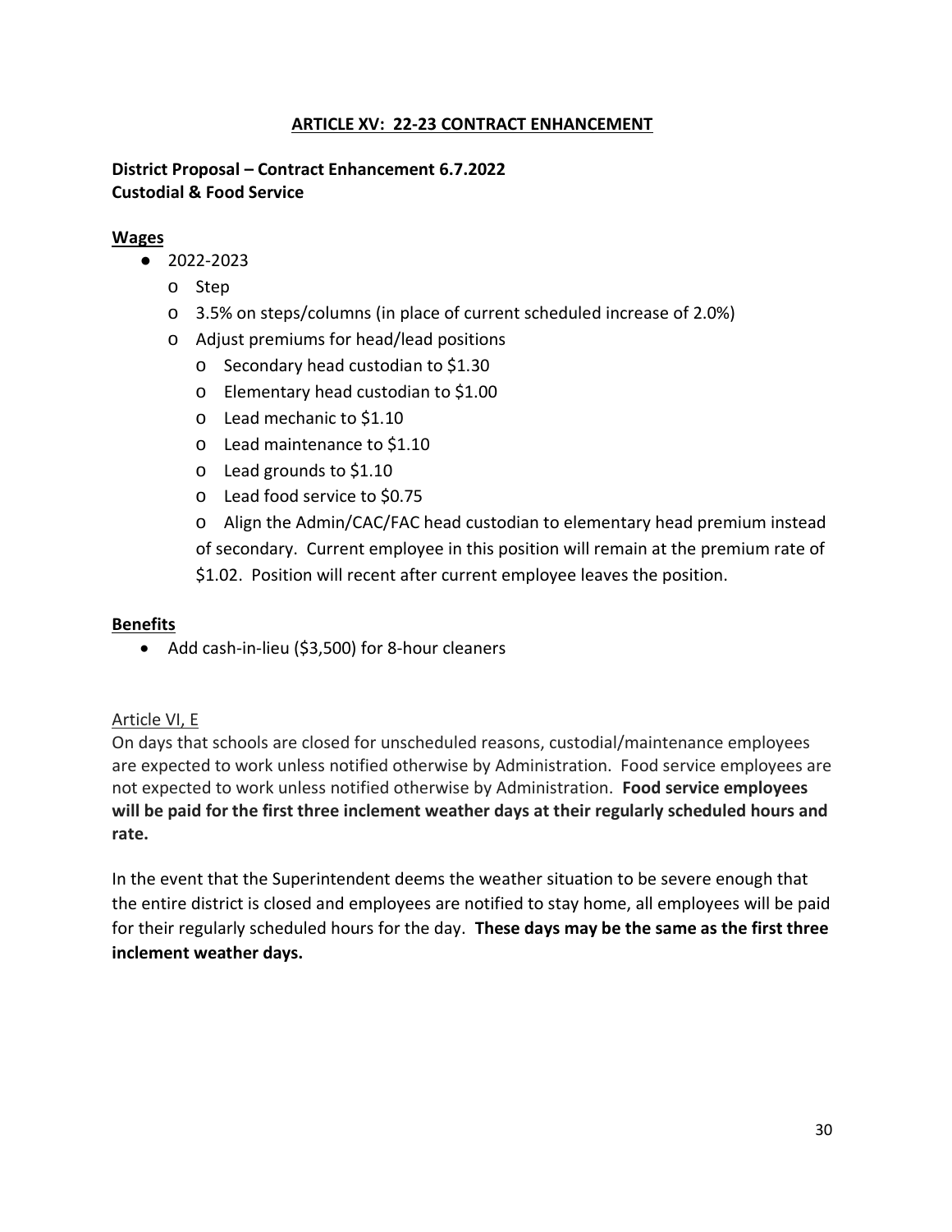## ARTICLE XV: 22-23 CONTRACT ENHANCEMENT

**District Proposal – Contract Enhancement 6.7.2022**
**Custodial & Food Service**

**Wages**

- 2022-2023
  - Step
  - 3.5% on steps/columns (in place of current scheduled increase of 2.0%)
  - Adjust premiums for head/lead positions
    - Secondary head custodian to $1.30
    - Elementary head custodian to $1.00
    - Lead mechanic to $1.10
    - Lead maintenance to $1.10
    - Lead grounds to $1.10
    - Lead food service to $0.75
    - Align the Admin/CAC/FAC head custodian to elementary head premium instead of secondary. Current employee in this position will remain at the premium rate of $1.02. Position will recent after current employee leaves the position.

**Benefits**

- Add cash-in-lieu ($3,500) for 8-hour cleaners

Article VI, E

On days that schools are closed for unscheduled reasons, custodial/maintenance employees are expected to work unless notified otherwise by Administration. Food service employees are not expected to work unless notified otherwise by Administration. **Food service employees will be paid for the first three inclement weather days at their regularly scheduled hours and rate.**

In the event that the Superintendent deems the weather situation to be severe enough that the entire district is closed and employees are notified to stay home, all employees will be paid for their regularly scheduled hours for the day. **These days may be the same as the first three inclement weather days.**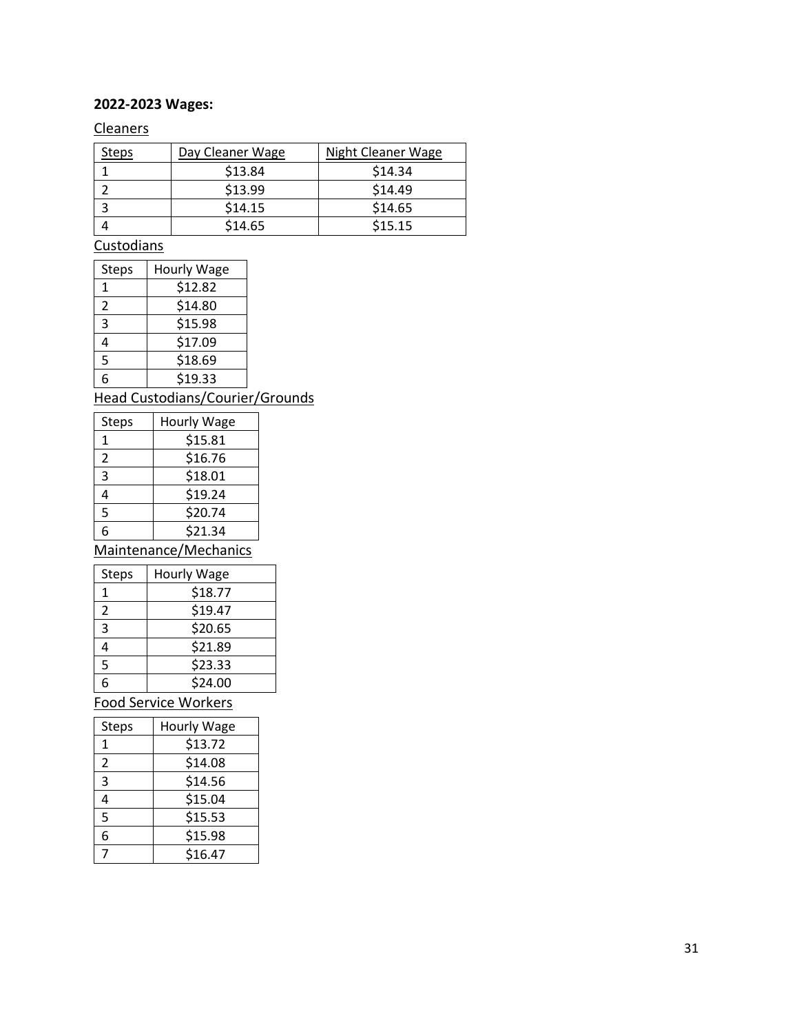**2022-2023 Wages:**

Cleaners

| Steps | Day Cleaner Wage | Night Cleaner Wage |
|---|---|---|
| 1 | $13.84 | $14.34 |
| 2 | $13.99 | $14.49 |
| 3 | $14.15 | $14.65 |
| 4 | $14.65 | $15.15 |

Custodians

| Steps | Hourly Wage |
|---|---|
| 1 | $12.82 |
| 2 | $14.80 |
| 3 | $15.98 |
| 4 | $17.09 |
| 5 | $18.69 |
| 6 | $19.33 |

Head Custodians/Courier/Grounds

| Steps | Hourly Wage |
|---|---|
| 1 | $15.81 |
| 2 | $16.76 |
| 3 | $18.01 |
| 4 | $19.24 |
| 5 | $20.74 |
| 6 | $21.34 |

Maintenance/Mechanics

| Steps | Hourly Wage |
|---|---|
| 1 | $18.77 |
| 2 | $19.47 |
| 3 | $20.65 |
| 4 | $21.89 |
| 5 | $23.33 |
| 6 | $24.00 |

Food Service Workers

| Steps | Hourly Wage |
|---|---|
| 1 | $13.72 |
| 2 | $14.08 |
| 3 | $14.56 |
| 4 | $15.04 |
| 5 | $15.53 |
| 6 | $15.98 |
| 7 | $16.47 |